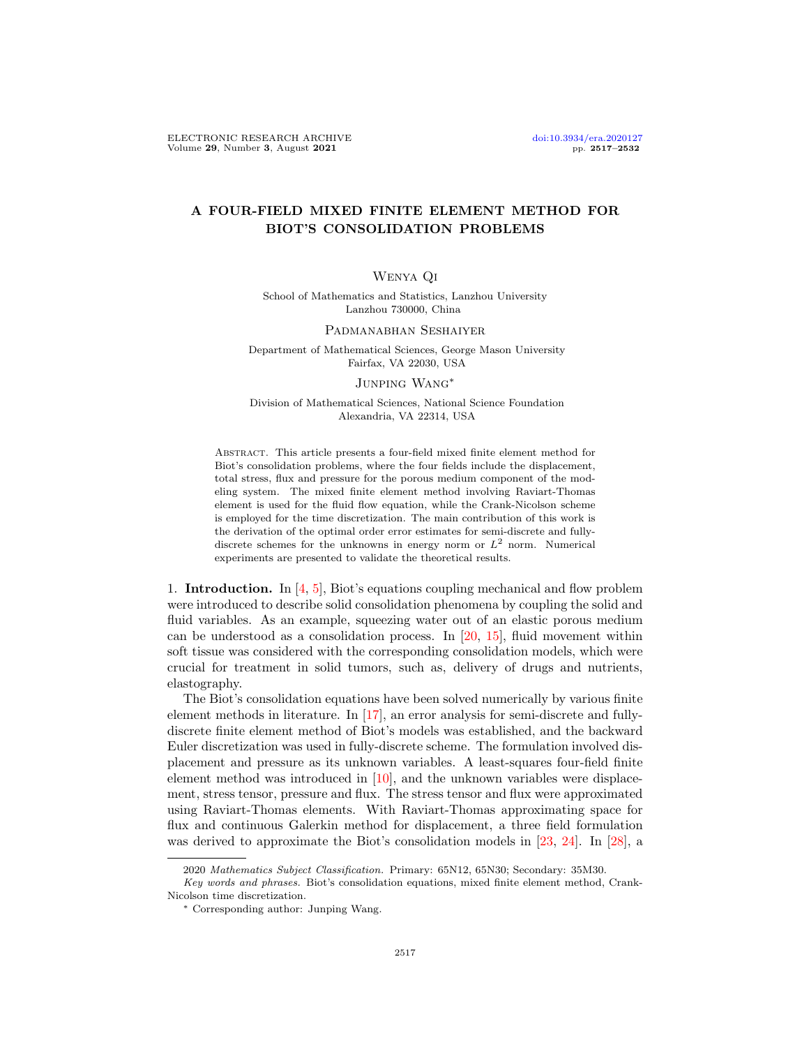# A FOUR-FIELD MIXED FINITE ELEMENT METHOD FOR BIOT'S CONSOLIDATION PROBLEMS

Wenya Qi

School of Mathematics and Statistics, Lanzhou University
Lanzhou 730000, China

Padmanabhan Seshaiyer

Department of Mathematical Sciences, George Mason University
Fairfax, VA 22030, USA

Junping Wang*

Division of Mathematical Sciences, National Science Foundation
Alexandria, VA 22314, USA

Abstract. This article presents a four-field mixed finite element method for Biot's consolidation problems, where the four fields include the displacement, total stress, flux and pressure for the porous medium component of the modeling system. The mixed finite element method involving Raviart-Thomas element is used for the fluid flow equation, while the Crank-Nicolson scheme is employed for the time discretization. The main contribution of this work is the derivation of the optimal order error estimates for semi-discrete and fully-discrete schemes for the unknowns in energy norm or $L^2$ norm. Numerical experiments are presented to validate the theoretical results.

1. **Introduction.** In [4, 5], Biot's equations coupling mechanical and flow problem were introduced to describe solid consolidation phenomena by coupling the solid and fluid variables. As an example, squeezing water out of an elastic porous medium can be understood as a consolidation process. In [20, 15], fluid movement within soft tissue was considered with the corresponding consolidation models, which were crucial for treatment in solid tumors, such as, delivery of drugs and nutrients, elastography.

The Biot's consolidation equations have been solved numerically by various finite element methods in literature. In [17], an error analysis for semi-discrete and fully-discrete finite element method of Biot's models was established, and the backward Euler discretization was used in fully-discrete scheme. The formulation involved displacement and pressure as its unknown variables. A least-squares four-field finite element method was introduced in [10], and the unknown variables were displacement, stress tensor, pressure and flux. The stress tensor and flux were approximated using Raviart-Thomas elements. With Raviart-Thomas approximating space for flux and continuous Galerkin method for displacement, a three field formulation was derived to approximate the Biot's consolidation models in [23, 24]. In [28], a

2020 *Mathematics Subject Classification.* Primary: 65N12, 65N30; Secondary: 35M30.

*Key words and phrases.* Biot's consolidation equations, mixed finite element method, Crank-Nicolson time discretization.

\* Corresponding author: Junping Wang.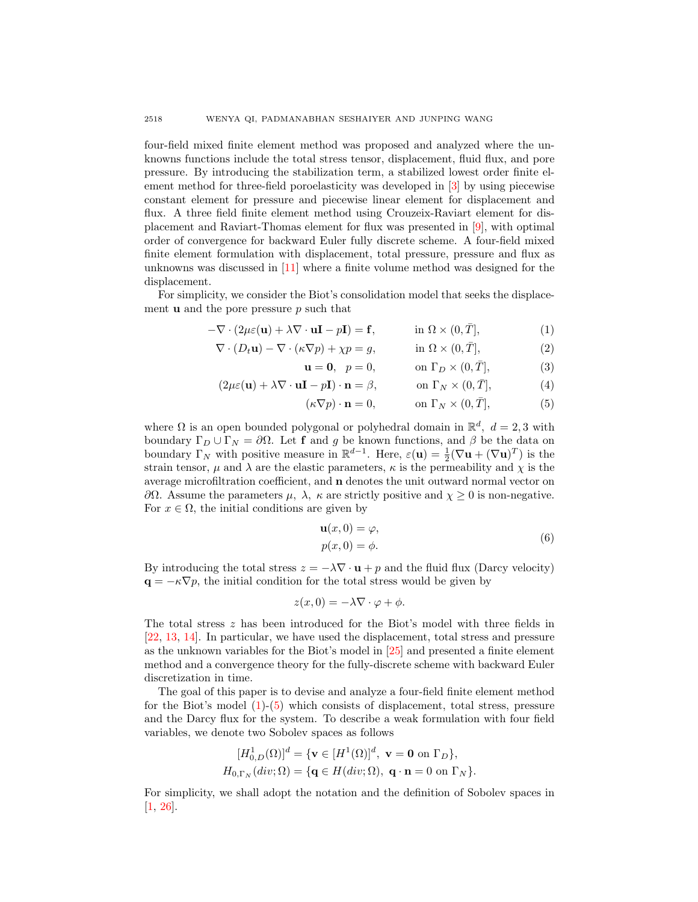four-field mixed finite element method was proposed and analyzed where the unknowns functions include the total stress tensor, displacement, fluid flux, and pore pressure. By introducing the stabilization term, a stabilized lowest order finite element method for three-field poroelasticity was developed in [3] by using piecewise constant element for pressure and piecewise linear element for displacement and flux. A three field finite element method using Crouzeix-Raviart element for displacement and Raviart-Thomas element for flux was presented in [9], with optimal order of convergence for backward Euler fully discrete scheme. A four-field mixed finite element formulation with displacement, total pressure, pressure and flux as unknowns was discussed in [11] where a finite volume method was designed for the displacement.

For simplicity, we consider the Biot's consolidation model that seeks the displacement $\mathbf{u}$ and the pore pressure $p$ such that

$$
\begin{aligned}
-\nabla \cdot (2\mu\varepsilon(\mathbf{u}) + \lambda\nabla \cdot \mathbf{u}\mathbf{I} - p\mathbf{I}) &= \mathbf{f}, && \text{in } \Omega \times (0, \bar{T}], && (1)\\
\nabla \cdot (D_t\mathbf{u}) - \nabla \cdot (\kappa\nabla p) + \chi p &= g, && \text{in } \Omega \times (0, \bar{T}], && (2)\\
\mathbf{u} = \mathbf{0}, \quad p &= 0, && \text{on } \Gamma_D \times (0, \bar{T}], && (3)\\
(2\mu\varepsilon(\mathbf{u}) + \lambda\nabla \cdot \mathbf{u}\mathbf{I} - p\mathbf{I}) \cdot \mathbf{n} &= \beta, && \text{on } \Gamma_N \times (0, \bar{T}], && (4)\\
(\kappa\nabla p) \cdot \mathbf{n} &= 0, && \text{on } \Gamma_N \times (0, \bar{T}], && (5)
\end{aligned}
$$

where $\Omega$ is an open bounded polygonal or polyhedral domain in $\mathbb{R}^d,\ d = 2, 3$ with boundary $\Gamma_D \cup \Gamma_N = \partial\Omega$. Let $\mathbf{f}$ and $g$ be known functions, and $\beta$ be the data on boundary $\Gamma_N$ with positive measure in $\mathbb{R}^{d-1}$. Here, $\varepsilon(\mathbf{u}) = \frac{1}{2}(\nabla\mathbf{u} + (\nabla\mathbf{u})^T)$ is the strain tensor, $\mu$ and $\lambda$ are the elastic parameters, $\kappa$ is the permeability and $\chi$ is the average microfiltration coefficient, and $\mathbf{n}$ denotes the unit outward normal vector on $\partial\Omega$. Assume the parameters $\mu,\ \lambda,\ \kappa$ are strictly positive and $\chi \geq 0$ is non-negative. For $x \in \Omega$, the initial conditions are given by

$$
\begin{aligned}
\mathbf{u}(x, 0) &= \varphi,\\
p(x, 0) &= \phi.
\end{aligned} \tag{6}
$$

By introducing the total stress $z = -\lambda\nabla \cdot \mathbf{u} + p$ and the fluid flux (Darcy velocity) $\mathbf{q} = -\kappa\nabla p$, the initial condition for the total stress would be given by

$$
z(x, 0) = -\lambda\nabla \cdot \varphi + \phi.
$$

The total stress $z$ has been introduced for the Biot's model with three fields in [22, 13, 14]. In particular, we have used the displacement, total stress and pressure as the unknown variables for the Biot's model in [25] and presented a finite element method and a convergence theory for the fully-discrete scheme with backward Euler discretization in time.

The goal of this paper is to devise and analyze a four-field finite element method for the Biot's model (1)-(5) which consists of displacement, total stress, pressure and the Darcy flux for the system. To describe a weak formulation with four field variables, we denote two Sobolev spaces as follows

$$
\begin{aligned}
[H^1_{0,D}(\Omega)]^d &= \{\mathbf{v} \in [H^1(\Omega)]^d,\ \mathbf{v} = \mathbf{0} \text{ on } \Gamma_D\},\\
H_{0,\Gamma_N}(div; \Omega) &= \{\mathbf{q} \in H(div; \Omega),\ \mathbf{q} \cdot \mathbf{n} = 0 \text{ on } \Gamma_N\}.
\end{aligned}
$$

For simplicity, we shall adopt the notation and the definition of Sobolev spaces in [1, 26].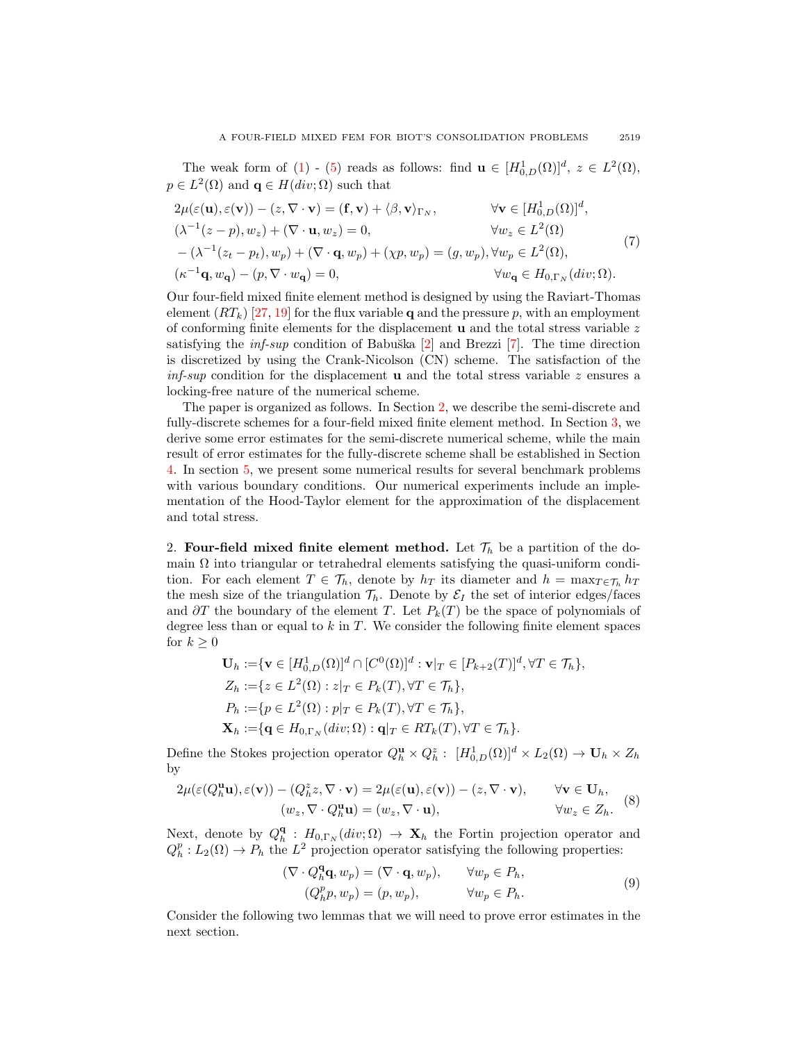The weak form of (1) - (5) reads as follows: find $\mathbf{u} \in [H^1_{0,D}(\Omega)]^d$, $z \in L^2(\Omega)$, $p \in L^2(\Omega)$ and $\mathbf{q} \in H(div;\Omega)$ such that

$$
\begin{aligned}
&2\mu(\varepsilon(\mathbf{u}), \varepsilon(\mathbf{v})) - (z, \nabla\cdot\mathbf{v}) = (\mathbf{f}, \mathbf{v}) + \langle \beta, \mathbf{v}\rangle_{\Gamma_N}, && \forall \mathbf{v} \in [H^1_{0,D}(\Omega)]^d,\\
&(\lambda^{-1}(z-p), w_z) + (\nabla\cdot\mathbf{u}, w_z) = 0, && \forall w_z \in L^2(\Omega)\\
&-(\lambda^{-1}(z_t - p_t), w_p) + (\nabla\cdot\mathbf{q}, w_p) + (\chi p, w_p) = (g, w_p), && \forall w_p \in L^2(\Omega),\\
&(\kappa^{-1}\mathbf{q}, w_{\mathbf{q}}) - (p, \nabla\cdot w_{\mathbf{q}}) = 0, && \forall w_{\mathbf{q}} \in H_{0,\Gamma_N}(div;\Omega).
\end{aligned}
\tag{7}
$$

Our four-field mixed finite element method is designed by using the Raviart-Thomas element ($RT_k$) [27, 19] for the flux variable $\mathbf{q}$ and the pressure $p$, with an employment of conforming finite elements for the displacement $\mathbf{u}$ and the total stress variable $z$ satisfying the *inf-sup* condition of Babuška [2] and Brezzi [7]. The time direction is discretized by using the Crank-Nicolson (CN) scheme. The satisfaction of the *inf-sup* condition for the displacement $\mathbf{u}$ and the total stress variable $z$ ensures a locking-free nature of the numerical scheme.

The paper is organized as follows. In Section 2, we describe the semi-discrete and fully-discrete schemes for a four-field mixed finite element method. In Section 3, we derive some error estimates for the semi-discrete numerical scheme, while the main result of error estimates for the fully-discrete scheme shall be established in Section 4. In section 5, we present some numerical results for several benchmark problems with various boundary conditions. Our numerical experiments include an implementation of the Hood-Taylor element for the approximation of the displacement and total stress.

## 2. Four-field mixed finite element method.

Let $\mathcal{T}_h$ be a partition of the domain $\Omega$ into triangular or tetrahedral elements satisfying the quasi-uniform condition. For each element $T \in \mathcal{T}_h$, denote by $h_T$ its diameter and $h = \max_{T\in\mathcal{T}_h} h_T$ the mesh size of the triangulation $\mathcal{T}_h$. Denote by $\mathcal{E}_I$ the set of interior edges/faces and $\partial T$ the boundary of the element $T$. Let $P_k(T)$ be the space of polynomials of degree less than or equal to $k$ in $T$. We consider the following finite element spaces for $k \geq 0$

$$
\begin{aligned}
\mathbf{U}_h :=& \{\mathbf{v} \in [H^1_{0,D}(\Omega)]^d \cap [C^0(\Omega)]^d : \mathbf{v}|_T \in [P_{k+2}(T)]^d, \forall T \in \mathcal{T}_h\},\\
Z_h :=& \{z \in L^2(\Omega) : z|_T \in P_k(T), \forall T \in \mathcal{T}_h\},\\
P_h :=& \{p \in L^2(\Omega) : p|_T \in P_k(T), \forall T \in \mathcal{T}_h\},\\
\mathbf{X}_h :=& \{\mathbf{q} \in H_{0,\Gamma_N}(div;\Omega) : \mathbf{q}|_T \in RT_k(T), \forall T \in \mathcal{T}_h\}.
\end{aligned}
$$

Define the Stokes projection operator $Q^{\mathbf{u}}_h \times Q^z_h : [H^1_{0,D}(\Omega)]^d \times L_2(\Omega) \to \mathbf{U}_h \times Z_h$ by

$$
\begin{aligned}
2\mu(\varepsilon(Q^{\mathbf{u}}_h\mathbf{u}), \varepsilon(\mathbf{v})) - (Q^z_h z, \nabla\cdot\mathbf{v}) &= 2\mu(\varepsilon(\mathbf{u}), \varepsilon(\mathbf{v})) - (z, \nabla\cdot\mathbf{v}), && \forall \mathbf{v} \in \mathbf{U}_h,\\
(w_z, \nabla\cdot Q^{\mathbf{u}}_h\mathbf{u}) &= (w_z, \nabla\cdot\mathbf{u}), && \forall w_z \in Z_h.
\end{aligned}
\tag{8}
$$

Next, denote by $Q^{\mathbf{q}}_h : H_{0,\Gamma_N}(div;\Omega) \to \mathbf{X}_h$ the Fortin projection operator and $Q^p_h : L_2(\Omega) \to P_h$ the $L^2$ projection operator satisfying the following properties:

$$
\begin{aligned}
(\nabla\cdot Q^{\mathbf{q}}_h\mathbf{q}, w_p) &= (\nabla\cdot\mathbf{q}, w_p), && \forall w_p \in P_h,\\
(Q^p_h p, w_p) &= (p, w_p), && \forall w_p \in P_h.
\end{aligned}
\tag{9}
$$

Consider the following two lemmas that we will need to prove error estimates in the next section.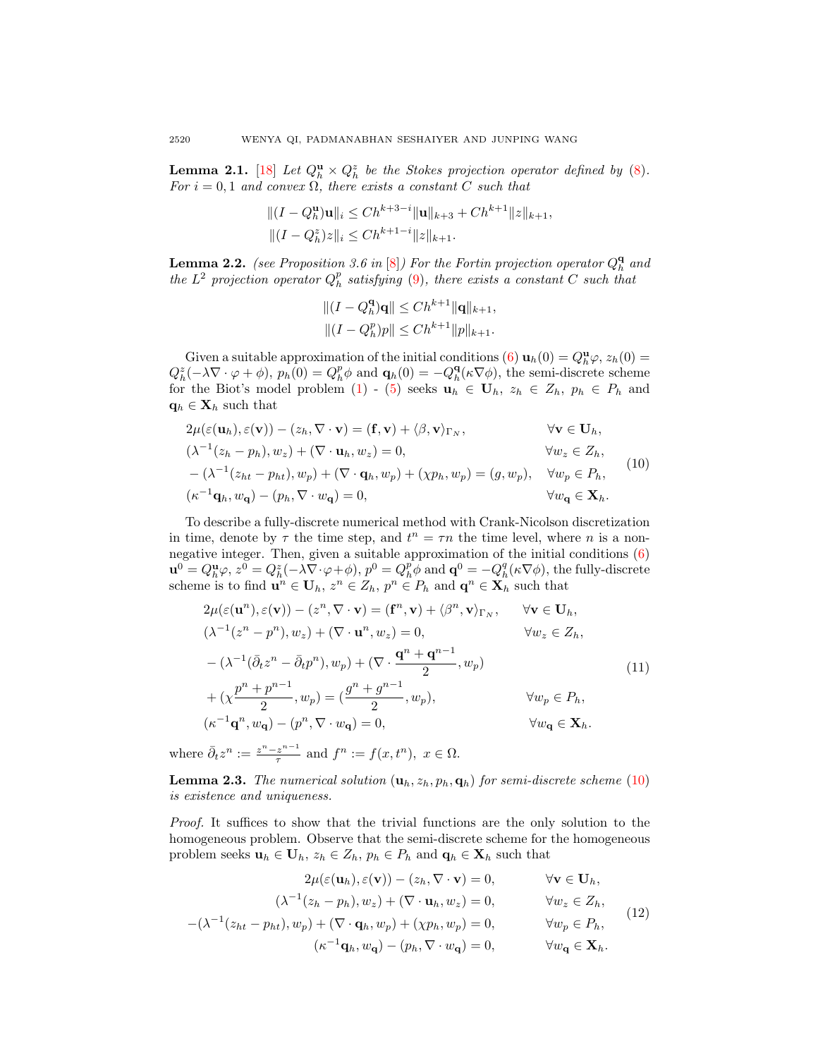**Lemma 2.1.** [18] *Let $Q_h^{\mathbf{u}} \times Q_h^z$ be the Stokes projection operator defined by (8). For $i = 0, 1$ and convex $\Omega$, there exists a constant $C$ such that*

$$\|(I - Q_h^{\mathbf{u}})\mathbf{u}\|_i \le Ch^{k+3-i}\|\mathbf{u}\|_{k+3} + Ch^{k+1}\|z\|_{k+1},$$
$$\|(I - Q_h^z)z\|_i \le Ch^{k+1-i}\|z\|_{k+1}.$$

**Lemma 2.2.** *(see Proposition 3.6 in [8]) For the Fortin projection operator $Q_h^{\mathbf{q}}$ and the $L^2$ projection operator $Q_h^p$ satisfying (9), there exists a constant $C$ such that*

$$\|(I - Q_h^{\mathbf{q}})\mathbf{q}\| \le Ch^{k+1}\|\mathbf{q}\|_{k+1},$$
$$\|(I - Q_h^p)p\| \le Ch^{k+1}\|p\|_{k+1}.$$

Given a suitable approximation of the initial conditions (6) $\mathbf{u}_h(0) = Q_h^{\mathbf{u}}\varphi$, $z_h(0) = Q_h^z(-\lambda\nabla\cdot\varphi + \phi)$, $p_h(0) = Q_h^p\phi$ and $\mathbf{q}_h(0) = -Q_h^{\mathbf{q}}(\kappa\nabla\phi)$, the semi-discrete scheme for the Biot's model problem (1) - (5) seeks $\mathbf{u}_h \in \mathbf{U}_h$, $z_h \in Z_h$, $p_h \in P_h$ and $\mathbf{q}_h \in \mathbf{X}_h$ such that

$$
\begin{aligned}
&2\mu(\varepsilon(\mathbf{u}_h), \varepsilon(\mathbf{v})) - (z_h, \nabla\cdot\mathbf{v}) = (\mathbf{f}, \mathbf{v}) + \langle \beta, \mathbf{v}\rangle_{\Gamma_N}, && \forall \mathbf{v} \in \mathbf{U}_h,\\
&(\lambda^{-1}(z_h - p_h), w_z) + (\nabla\cdot\mathbf{u}_h, w_z) = 0, && \forall w_z \in Z_h,\\
&-(\lambda^{-1}(z_{ht} - p_{ht}), w_p) + (\nabla\cdot\mathbf{q}_h, w_p) + (\chi p_h, w_p) = (g, w_p), && \forall w_p \in P_h,\\
&(\kappa^{-1}\mathbf{q}_h, w_{\mathbf{q}}) - (p_h, \nabla\cdot w_{\mathbf{q}}) = 0, && \forall w_{\mathbf{q}} \in \mathbf{X}_h.
\end{aligned}
\tag{10}
$$

To describe a fully-discrete numerical method with Crank-Nicolson discretization in time, denote by $\tau$ the time step, and $t^n = \tau n$ the time level, where $n$ is a non-negative integer. Then, given a suitable approximation of the initial conditions (6) $\mathbf{u}^0 = Q_h^{\mathbf{u}}\varphi$, $z^0 = Q_h^z(-\lambda\nabla\cdot\varphi + \phi)$, $p^0 = Q_h^p\phi$ and $\mathbf{q}^0 = -Q_h^q(\kappa\nabla\phi)$, the fully-discrete scheme is to find $\mathbf{u}^n \in \mathbf{U}_h$, $z^n \in Z_h$, $p^n \in P_h$ and $\mathbf{q}^n \in \mathbf{X}_h$ such that

$$
\begin{aligned}
&2\mu(\varepsilon(\mathbf{u}^n), \varepsilon(\mathbf{v})) - (z^n, \nabla\cdot\mathbf{v}) = (\mathbf{f}^n, \mathbf{v}) + \langle \beta^n, \mathbf{v}\rangle_{\Gamma_N}, && \forall \mathbf{v} \in \mathbf{U}_h,\\
&(\lambda^{-1}(z^n - p^n), w_z) + (\nabla\cdot\mathbf{u}^n, w_z) = 0, && \forall w_z \in Z_h,\\
&-(\lambda^{-1}(\bar{\partial}_t z^n - \bar{\partial}_t p^n), w_p) + (\nabla\cdot\frac{\mathbf{q}^n + \mathbf{q}^{n-1}}{2}, w_p) &&\\
&+ (\chi\frac{p^n + p^{n-1}}{2}, w_p) = (\frac{g^n + g^{n-1}}{2}, w_p), && \forall w_p \in P_h,\\
&(\kappa^{-1}\mathbf{q}^n, w_{\mathbf{q}}) - (p^n, \nabla\cdot w_{\mathbf{q}}) = 0, && \forall w_{\mathbf{q}} \in \mathbf{X}_h.
\end{aligned}
\tag{11}
$$

where $\bar{\partial}_t z^n := \frac{z^n - z^{n-1}}{\tau}$ and $f^n := f(x, t^n),\ x \in \Omega$.

**Lemma 2.3.** *The numerical solution $(\mathbf{u}_h, z_h, p_h, \mathbf{q}_h)$ for semi-discrete scheme (10) is existence and uniqueness.*

*Proof.* It suffices to show that the trivial functions are the only solution to the homogeneous problem. Observe that the semi-discrete scheme for the homogeneous problem seeks $\mathbf{u}_h \in \mathbf{U}_h$, $z_h \in Z_h$, $p_h \in P_h$ and $\mathbf{q}_h \in \mathbf{X}_h$ such that

$$
\begin{aligned}
2\mu(\varepsilon(\mathbf{u}_h), \varepsilon(\mathbf{v})) - (z_h, \nabla\cdot\mathbf{v}) &= 0, && \forall \mathbf{v} \in \mathbf{U}_h,\\
(\lambda^{-1}(z_h - p_h), w_z) + (\nabla\cdot\mathbf{u}_h, w_z) &= 0, && \forall w_z \in Z_h,\\
-(\lambda^{-1}(z_{ht} - p_{ht}), w_p) + (\nabla\cdot\mathbf{q}_h, w_p) + (\chi p_h, w_p) &= 0, && \forall w_p \in P_h,\\
(\kappa^{-1}\mathbf{q}_h, w_{\mathbf{q}}) - (p_h, \nabla\cdot w_{\mathbf{q}}) &= 0, && \forall w_{\mathbf{q}} \in \mathbf{X}_h.
\end{aligned}
\tag{12}
$$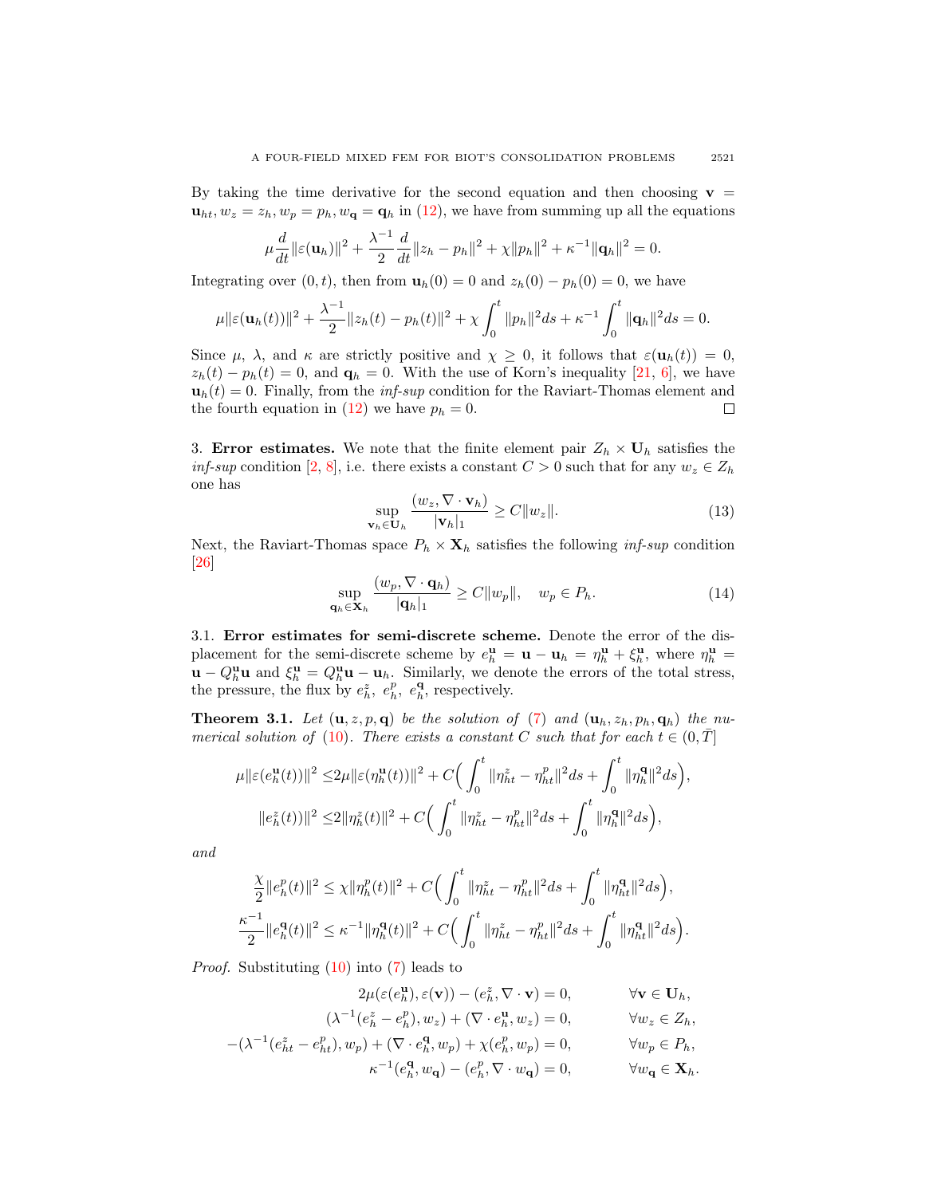By taking the time derivative for the second equation and then choosing $\mathbf{v} = \mathbf{u}_{ht}, w_z = z_h, w_p = p_h, w_{\mathbf{q}} = \mathbf{q}_h$ in (12), we have from summing up all the equations

$$\mu \frac{d}{dt}\|\varepsilon(\mathbf{u}_h)\|^2 + \frac{\lambda^{-1}}{2}\frac{d}{dt}\|z_h - p_h\|^2 + \chi\|p_h\|^2 + \kappa^{-1}\|\mathbf{q}_h\|^2 = 0.$$

Integrating over $(0,t)$, then from $\mathbf{u}_h(0) = 0$ and $z_h(0) - p_h(0) = 0$, we have

$$\mu\|\varepsilon(\mathbf{u}_h(t))\|^2 + \frac{\lambda^{-1}}{2}\|z_h(t) - p_h(t)\|^2 + \chi\int_0^t \|p_h\|^2 ds + \kappa^{-1}\int_0^t \|\mathbf{q}_h\|^2 ds = 0.$$

Since $\mu$, $\lambda$, and $\kappa$ are strictly positive and $\chi \geq 0$, it follows that $\varepsilon(\mathbf{u}_h(t)) = 0$, $z_h(t) - p_h(t) = 0$, and $\mathbf{q}_h = 0$. With the use of Korn's inequality [21, 6], we have $\mathbf{u}_h(t) = 0$. Finally, from the *inf-sup* condition for the Raviart-Thomas element and the fourth equation in (12) we have $p_h = 0$. $\square$

## 3. Error estimates.

We note that the finite element pair $Z_h \times \mathbf{U}_h$ satisfies the *inf-sup* condition [2, 8], i.e. there exists a constant $C > 0$ such that for any $w_z \in Z_h$ one has

$$\sup_{\mathbf{v}_h \in \mathbf{U}_h} \frac{(w_z, \nabla\cdot\mathbf{v}_h)}{|\mathbf{v}_h|_1} \geq C\|w_z\|. \tag{13}$$

Next, the Raviart-Thomas space $P_h \times \mathbf{X}_h$ satisfies the following *inf-sup* condition [26]

$$\sup_{\mathbf{q}_h \in \mathbf{X}_h} \frac{(w_p, \nabla\cdot\mathbf{q}_h)}{|\mathbf{q}_h|_1} \geq C\|w_p\|, \quad w_p \in P_h. \tag{14}$$

### 3.1. Error estimates for semi-discrete scheme.

Denote the error of the displacement for the semi-discrete scheme by $e_h^{\mathbf{u}} = \mathbf{u} - \mathbf{u}_h = \eta_h^{\mathbf{u}} + \xi_h^{\mathbf{u}}$, where $\eta_h^{\mathbf{u}} = \mathbf{u} - Q_h^{\mathbf{u}}\mathbf{u}$ and $\xi_h^{\mathbf{u}} = Q_h^{\mathbf{u}}\mathbf{u} - \mathbf{u}_h$. Similarly, we denote the errors of the total stress, the pressure, the flux by $e_h^z,\ e_h^p,\ e_h^{\mathbf{q}}$, respectively.

**Theorem 3.1.** *Let $(\mathbf{u}, z, p, \mathbf{q})$ be the solution of (7) and $(\mathbf{u}_h, z_h, p_h, \mathbf{q}_h)$ the numerical solution of (10). There exists a constant $C$ such that for each $t \in (0, \bar{T}]$*

$$\mu\|\varepsilon(e_h^{\mathbf{u}}(t))\|^2 \leq 2\mu\|\varepsilon(\eta_h^{\mathbf{u}}(t))\|^2 + C\Big(\int_0^t \|\eta_{ht}^z - \eta_{ht}^p\|^2 ds + \int_0^t \|\eta_h^{\mathbf{q}}\|^2 ds\Big),$$

$$\|e_h^z(t)\|^2 \leq 2\|\eta_h^z(t)\|^2 + C\Big(\int_0^t \|\eta_{ht}^z - \eta_{ht}^p\|^2 ds + \int_0^t \|\eta_h^{\mathbf{q}}\|^2 ds\Big),$$

*and*

$$\frac{\chi}{2}\|e_h^p(t)\|^2 \leq \chi\|\eta_h^p(t)\|^2 + C\Big(\int_0^t \|\eta_{ht}^z - \eta_{ht}^p\|^2 ds + \int_0^t \|\eta_{ht}^{\mathbf{q}}\|^2 ds\Big),$$

$$\frac{\kappa^{-1}}{2}\|e_h^{\mathbf{q}}(t)\|^2 \leq \kappa^{-1}\|\eta_h^{\mathbf{q}}(t)\|^2 + C\Big(\int_0^t \|\eta_{ht}^z - \eta_{ht}^p\|^2 ds + \int_0^t \|\eta_{ht}^{\mathbf{q}}\|^2 ds\Big).$$

*Proof.* Substituting (10) into (7) leads to

$$\begin{aligned}
2\mu(\varepsilon(e_h^{\mathbf{u}}), \varepsilon(\mathbf{v})) - (e_h^z, \nabla\cdot\mathbf{v}) &= 0, && \forall \mathbf{v} \in \mathbf{U}_h,\\
(\lambda^{-1}(e_h^z - e_h^p), w_z) + (\nabla\cdot e_h^{\mathbf{u}}, w_z) &= 0, && \forall w_z \in Z_h,\\
-(\lambda^{-1}(e_{ht}^z - e_{ht}^p), w_p) + (\nabla\cdot e_h^{\mathbf{q}}, w_p) + \chi(e_h^p, w_p) &= 0, && \forall w_p \in P_h,\\
\kappa^{-1}(e_h^{\mathbf{q}}, w_{\mathbf{q}}) - (e_h^p, \nabla\cdot w_{\mathbf{q}}) &= 0, && \forall w_{\mathbf{q}} \in \mathbf{X}_h.
\end{aligned}$$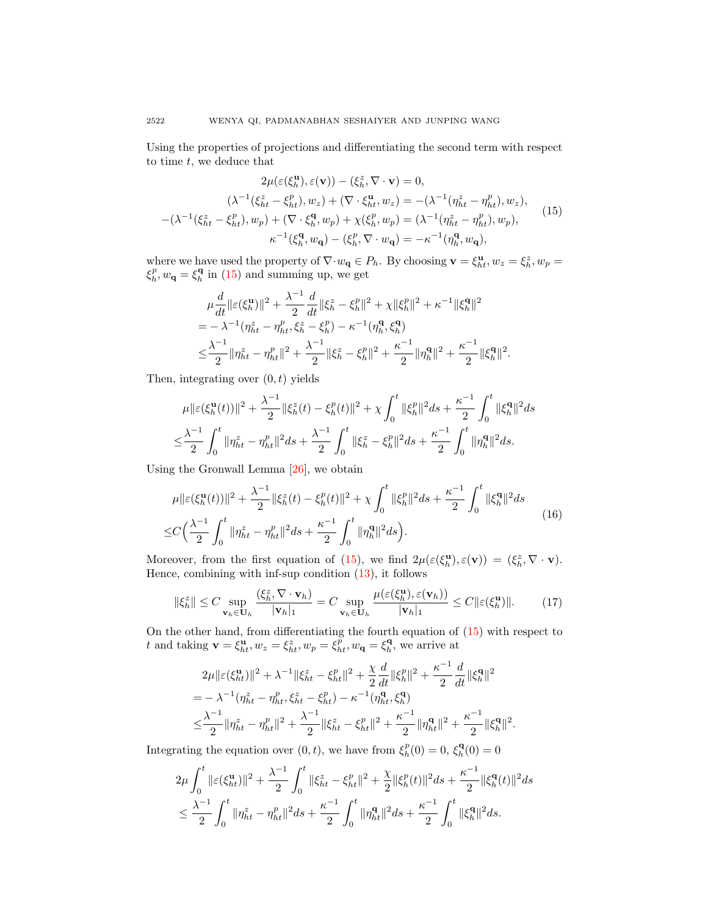Using the properties of projections and differentiating the second term with respect to time $t$, we deduce that

$$
\begin{aligned}
2\mu(\varepsilon(\xi_h^{\mathbf{u}}),\varepsilon(\mathbf{v})) - (\xi_h^z, \nabla\cdot\mathbf{v}) &= 0,\\
(\lambda^{-1}(\xi_{ht}^z - \xi_{ht}^p), w_z) + (\nabla\cdot\xi_{ht}^{\mathbf{u}}, w_z) &= -(\lambda^{-1}(\eta_{ht}^z - \eta_{ht}^p), w_z),\\
-(\lambda^{-1}(\xi_{ht}^z - \xi_{ht}^p), w_p) + (\nabla\cdot\xi_h^{\mathbf{q}}, w_p) + \chi(\xi_h^p, w_p) &= (\lambda^{-1}(\eta_{ht}^z - \eta_{ht}^p), w_p),\\
\kappa^{-1}(\xi_h^{\mathbf{q}}, w_{\mathbf{q}}) - (\xi_h^p, \nabla\cdot w_{\mathbf{q}}) &= -\kappa^{-1}(\eta_h^{\mathbf{q}}, w_{\mathbf{q}}),
\end{aligned}
\tag{15}
$$

where we have used the property of $\nabla\cdot w_{\mathbf{q}} \in P_h$. By choosing $\mathbf{v} = \xi_{ht}^{\mathbf{u}}, w_z = \xi_h^z, w_p = \xi_h^p, w_{\mathbf{q}} = \xi_h^{\mathbf{q}}$ in (15) and summing up, we get

$$
\begin{aligned}
&\mu\frac{d}{dt}\|\varepsilon(\xi_h^{\mathbf{u}})\|^2 + \frac{\lambda^{-1}}{2}\frac{d}{dt}\|\xi_h^z - \xi_h^p\|^2 + \chi\|\xi_h^p\|^2 + \kappa^{-1}\|\xi_h^{\mathbf{q}}\|^2\\
=& -\lambda^{-1}(\eta_{ht}^z - \eta_{ht}^p, \xi_h^z - \xi_h^p) - \kappa^{-1}(\eta_h^{\mathbf{q}}, \xi_h^{\mathbf{q}})\\
\le& \frac{\lambda^{-1}}{2}\|\eta_{ht}^z - \eta_{ht}^p\|^2 + \frac{\lambda^{-1}}{2}\|\xi_h^z - \xi_h^p\|^2 + \frac{\kappa^{-1}}{2}\|\eta_h^{\mathbf{q}}\|^2 + \frac{\kappa^{-1}}{2}\|\xi_h^{\mathbf{q}}\|^2.
\end{aligned}
$$

Then, integrating over $(0,t)$ yields

$$
\begin{aligned}
&\mu\|\varepsilon(\xi_h^{\mathbf{u}}(t))\|^2 + \frac{\lambda^{-1}}{2}\|\xi_h^z(t) - \xi_h^p(t)\|^2 + \chi\int_0^t\|\xi_h^p\|^2 ds + \frac{\kappa^{-1}}{2}\int_0^t\|\xi_h^{\mathbf{q}}\|^2 ds\\
\le& \frac{\lambda^{-1}}{2}\int_0^t\|\eta_{ht}^z - \eta_{ht}^p\|^2 ds + \frac{\lambda^{-1}}{2}\int_0^t\|\xi_h^z - \xi_h^p\|^2 ds + \frac{\kappa^{-1}}{2}\int_0^t\|\eta_h^{\mathbf{q}}\|^2 ds.
\end{aligned}
$$

Using the Gronwall Lemma [26], we obtain

$$
\begin{aligned}
&\mu\|\varepsilon(\xi_h^{\mathbf{u}}(t))\|^2 + \frac{\lambda^{-1}}{2}\|\xi_h^z(t) - \xi_h^p(t)\|^2 + \chi\int_0^t\|\xi_h^p\|^2 ds + \frac{\kappa^{-1}}{2}\int_0^t\|\xi_h^{\mathbf{q}}\|^2 ds\\
\le& C\Big(\frac{\lambda^{-1}}{2}\int_0^t\|\eta_{ht}^z - \eta_{ht}^p\|^2 ds + \frac{\kappa^{-1}}{2}\int_0^t\|\eta_h^{\mathbf{q}}\|^2 ds\Big).
\end{aligned}
\tag{16}
$$

Moreover, from the first equation of (15), we find $2\mu(\varepsilon(\xi_h^{\mathbf{u}}),\varepsilon(\mathbf{v})) = (\xi_h^z, \nabla\cdot\mathbf{v})$. Hence, combining with inf-sup condition (13), it follows

$$
\|\xi_h^z\| \le C\sup_{\mathbf{v}_h\in\mathbf{U}_h}\frac{(\xi_h^z, \nabla\cdot\mathbf{v}_h)}{|\mathbf{v}_h|_1} = C\sup_{\mathbf{v}_h\in\mathbf{U}_h}\frac{\mu(\varepsilon(\xi_h^{\mathbf{u}}),\varepsilon(\mathbf{v}_h))}{|\mathbf{v}_h|_1} \le C\|\varepsilon(\xi_h^{\mathbf{u}})\|. \tag{17}
$$

On the other hand, from differentiating the fourth equation of (15) with respect to $t$ and taking $\mathbf{v} = \xi_{ht}^{\mathbf{u}}, w_z = \xi_{ht}^z, w_p = \xi_{ht}^p, w_{\mathbf{q}} = \xi_h^{\mathbf{q}}$, we arrive at

$$
\begin{aligned}
&2\mu\|\varepsilon(\xi_{ht}^{\mathbf{u}})\|^2 + \lambda^{-1}\|\xi_{ht}^z - \xi_{ht}^p\|^2 + \frac{\chi}{2}\frac{d}{dt}\|\xi_h^p\|^2 + \frac{\kappa^{-1}}{2}\frac{d}{dt}\|\xi_h^{\mathbf{q}}\|^2\\
=& -\lambda^{-1}(\eta_{ht}^z - \eta_{ht}^p, \xi_{ht}^z - \xi_{ht}^p) - \kappa^{-1}(\eta_{ht}^{\mathbf{q}}, \xi_h^{\mathbf{q}})\\
\le& \frac{\lambda^{-1}}{2}\|\eta_{ht}^z - \eta_{ht}^p\|^2 + \frac{\lambda^{-1}}{2}\|\xi_{ht}^z - \xi_{ht}^p\|^2 + \frac{\kappa^{-1}}{2}\|\eta_{ht}^{\mathbf{q}}\|^2 + \frac{\kappa^{-1}}{2}\|\xi_h^{\mathbf{q}}\|^2.
\end{aligned}
$$

Integrating the equation over $(0,t)$, we have from $\xi_h^p(0) = 0$, $\xi_h^{\mathbf{q}}(0) = 0$

$$
\begin{aligned}
&2\mu\int_0^t\|\varepsilon(\xi_{ht}^{\mathbf{u}})\|^2 + \frac{\lambda^{-1}}{2}\int_0^t\|\xi_{ht}^z - \xi_{ht}^p\|^2 + \frac{\chi}{2}\|\xi_h^p(t)\|^2 ds + \frac{\kappa^{-1}}{2}\|\xi_h^{\mathbf{q}}(t)\|^2 ds\\
\le& \frac{\lambda^{-1}}{2}\int_0^t\|\eta_{ht}^z - \eta_{ht}^p\|^2 ds + \frac{\kappa^{-1}}{2}\int_0^t\|\eta_{ht}^{\mathbf{q}}\|^2 ds + \frac{\kappa^{-1}}{2}\int_0^t\|\xi_h^{\mathbf{q}}\|^2 ds.
\end{aligned}
$$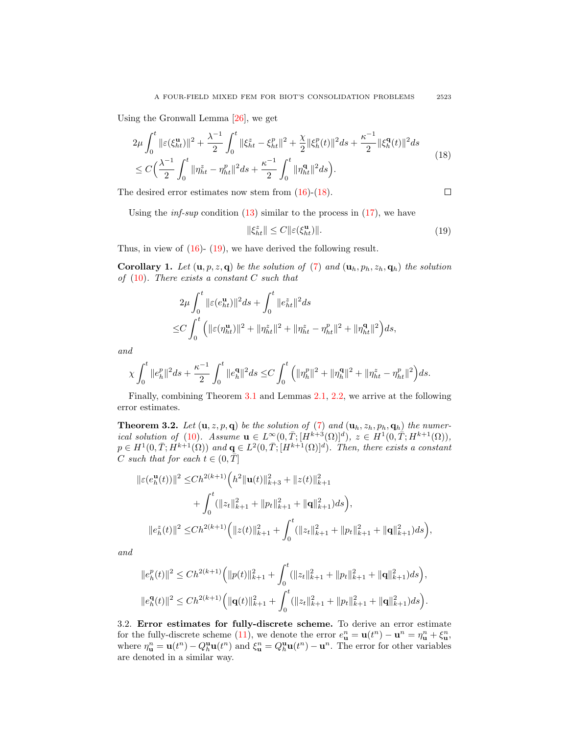Using the Gronwall Lemma [26], we get

$$
\begin{aligned}
&2\mu \int_0^t \|\varepsilon(\xi_{ht}^{\mathbf{u}})\|^2 + \frac{\lambda^{-1}}{2}\int_0^t \|\xi_{ht}^z - \xi_{ht}^p\|^2 + \frac{\chi}{2}\|\xi_h^p(t)\|^2 ds + \frac{\kappa^{-1}}{2}\|\xi_h^{\mathbf{q}}(t)\|^2 ds \\
&\leq C\Big(\frac{\lambda^{-1}}{2}\int_0^t \|\eta_{ht}^z - \eta_{ht}^p\|^2 ds + \frac{\kappa^{-1}}{2}\int_0^t \|\eta_{ht}^{\mathbf{q}}\|^2 ds\Big).
\end{aligned}
\tag{18}
$$

The desired error estimates now stem from (16)-(18). $\square$

Using the *inf-sup* condition (13) similar to the process in (17), we have

$$
\|\xi_{ht}^z\| \leq C\|\varepsilon(\xi_{ht}^{\mathbf{u}})\|. \tag{19}
$$

Thus, in view of (16)- (19), we have derived the following result.

**Corollary 1.** *Let $(\mathbf{u}, p, z, \mathbf{q})$ be the solution of (7) and $(\mathbf{u}_h, p_h, z_h, \mathbf{q}_h)$ the solution of (10). There exists a constant $C$ such that*

$$
\begin{aligned}
&2\mu \int_0^t \|\varepsilon(e_{ht}^{\mathbf{u}})\|^2 ds + \int_0^t \|e_{ht}^z\|^2 ds \\
\leq &C\int_0^t \Big(\|\varepsilon(\eta_{ht}^{\mathbf{u}})\|^2 + \|\eta_{ht}^z\|^2 + \|\eta_{ht}^z - \eta_{ht}^p\|^2 + \|\eta_{ht}^{\mathbf{q}}\|^2\Big) ds,
\end{aligned}
$$

*and*

$$
\chi \int_0^t \|e_h^p\|^2 ds + \frac{\kappa^{-1}}{2}\int_0^t \|e_h^{\mathbf{q}}\|^2 ds \leq C\int_0^t \Big(\|\eta_h^p\|^2 + \|\eta_h^{\mathbf{q}}\|^2 + \|\eta_{ht}^z - \eta_{ht}^p\|^2\Big) ds.
$$

Finally, combining Theorem 3.1 and Lemmas 2.1, 2.2, we arrive at the following error estimates.

**Theorem 3.2.** *Let $(\mathbf{u}, z, p, \mathbf{q})$ be the solution of (7) and $(\mathbf{u}_h, z_h, p_h, \mathbf{q}_h)$ the numerical solution of (10). Assume $\mathbf{u} \in L^\infty(0, \bar{T}; [H^{k+3}(\Omega)]^d)$, $z \in H^1(0, \bar{T}; H^{k+1}(\Omega))$, $p \in H^1(0, \bar{T}; H^{k+1}(\Omega))$ and $\mathbf{q} \in L^2(0, \bar{T}; [H^{k+1}(\Omega)]^d)$. Then, there exists a constant $C$ such that for each $t \in (0, \bar{T}]$*

$$
\begin{aligned}
\|\varepsilon(e_h^{\mathbf{u}}(t))\|^2 \leq &Ch^{2(k+1)}\Big(h^2\|\mathbf{u}(t)\|_{k+3}^2 + \|z(t)\|_{k+1}^2 \\
&+ \int_0^t (\|z_t\|_{k+1}^2 + \|p_t\|_{k+1}^2 + \|\mathbf{q}\|_{k+1}^2) ds\Big),\\
\|e_h^z(t)\|^2 \leq &Ch^{2(k+1)}\Big(\|z(t)\|_{k+1}^2 + \int_0^t (\|z_t\|_{k+1}^2 + \|p_t\|_{k+1}^2 + \|\mathbf{q}\|_{k+1}^2) ds\Big),
\end{aligned}
$$

*and*

$$
\begin{aligned}
\|e_h^p(t)\|^2 &\leq Ch^{2(k+1)}\Big(\|p(t)\|_{k+1}^2 + \int_0^t (\|z_t\|_{k+1}^2 + \|p_t\|_{k+1}^2 + \|\mathbf{q}\|_{k+1}^2) ds\Big),\\
\|e_h^{\mathbf{q}}(t)\|^2 &\leq Ch^{2(k+1)}\Big(\|\mathbf{q}(t)\|_{k+1}^2 + \int_0^t (\|z_t\|_{k+1}^2 + \|p_t\|_{k+1}^2 + \|\mathbf{q}\|_{k+1}^2) ds\Big).
\end{aligned}
$$

3.2. **Error estimates for fully-discrete scheme.** To derive an error estimate for the fully-discrete scheme (11), we denote the error $e_{\mathbf{u}}^n = \mathbf{u}(t^n) - \mathbf{u}^n = \eta_{\mathbf{u}}^n + \xi_{\mathbf{u}}^n$, where $\eta_{\mathbf{u}}^n = \mathbf{u}(t^n) - Q_h^{\mathbf{u}}\mathbf{u}(t^n)$ and $\xi_{\mathbf{u}}^n = Q_h^{\mathbf{u}}\mathbf{u}(t^n) - \mathbf{u}^n$. The error for other variables are denoted in a similar way.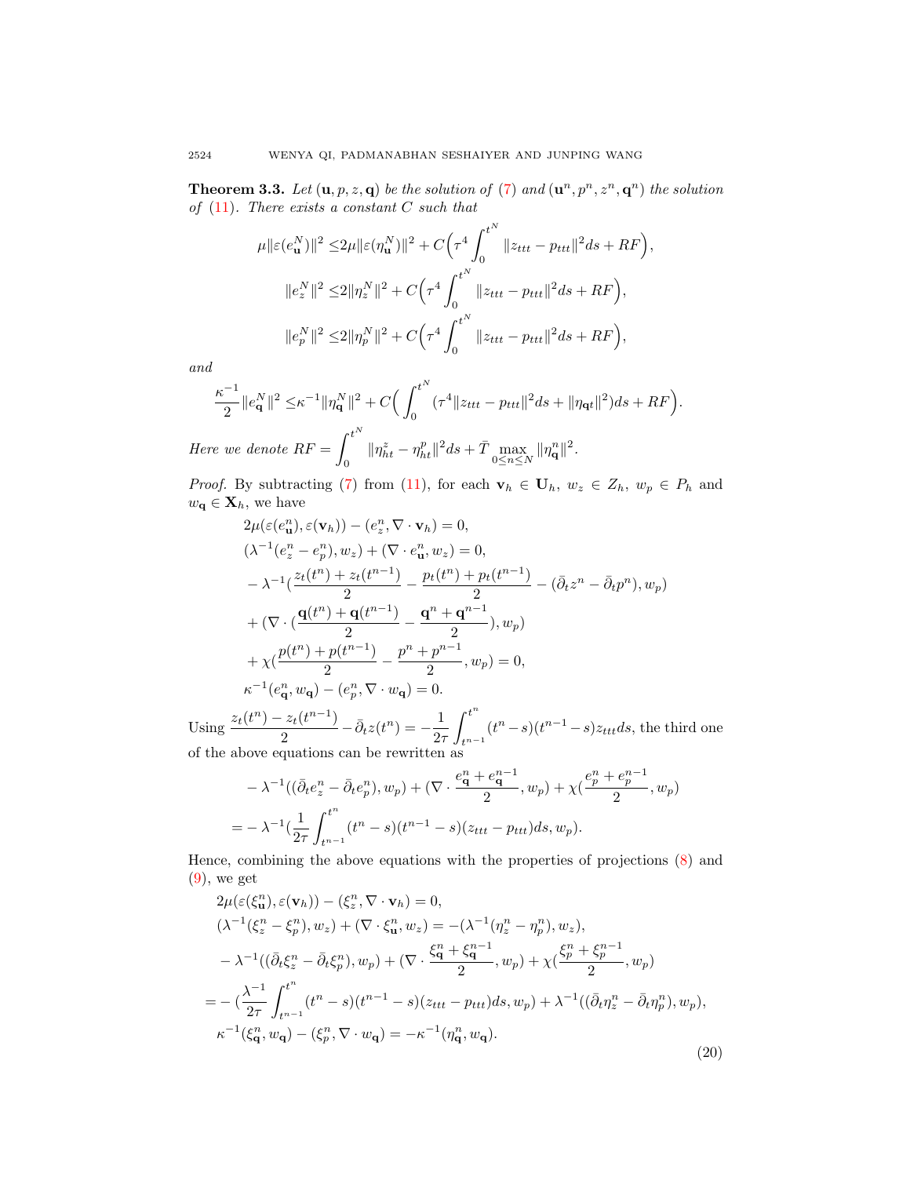**Theorem 3.3.** *Let $(\mathbf{u}, p, z, \mathbf{q})$ be the solution of (7) and $(\mathbf{u}^n, p^n, z^n, \mathbf{q}^n)$ the solution of (11). There exists a constant $C$ such that*

$$
\mu\|\varepsilon(e_{\mathbf{u}}^N)\|^2 \leq 2\mu\|\varepsilon(\eta_{\mathbf{u}}^N)\|^2 + C\Big(\tau^4\int_0^{t^N}\|z_{ttt} - p_{ttt}\|^2 ds + RF\Big),
$$

$$
\|e_z^N\|^2 \leq 2\|\eta_z^N\|^2 + C\Big(\tau^4\int_0^{t^N}\|z_{ttt} - p_{ttt}\|^2 ds + RF\Big),
$$

$$
\|e_p^N\|^2 \leq 2\|\eta_p^N\|^2 + C\Big(\tau^4\int_0^{t^N}\|z_{ttt} - p_{ttt}\|^2 ds + RF\Big),
$$

*and*

$$
\frac{\kappa^{-1}}{2}\|e_{\mathbf{q}}^N\|^2 \leq \kappa^{-1}\|\eta_{\mathbf{q}}^N\|^2 + C\Big(\int_0^{t^N}(\tau^4\|z_{ttt} - p_{ttt}\|^2 ds + \|\eta_{\mathbf{q}t}\|^2)ds + RF\Big).
$$

*Here we denote* $RF = \displaystyle\int_0^{t^N}\|\eta_{ht}^z - \eta_{ht}^p\|^2 ds + \bar{T}\max_{0\leq n\leq N}\|\eta_{\mathbf{q}}^n\|^2.$

*Proof.* By subtracting (7) from (11), for each $\mathbf{v}_h \in \mathbf{U}_h$, $w_z \in Z_h$, $w_p \in P_h$ and $w_{\mathbf{q}} \in \mathbf{X}_h$, we have

$$
\begin{aligned}
&2\mu(\varepsilon(e_{\mathbf{u}}^n), \varepsilon(\mathbf{v}_h)) - (e_z^n, \nabla\cdot\mathbf{v}_h) = 0,\\
&(\lambda^{-1}(e_z^n - e_p^n), w_z) + (\nabla\cdot e_{\mathbf{u}}^n, w_z) = 0,\\
&-\lambda^{-1}\big(\frac{z_t(t^n) + z_t(t^{n-1})}{2} - \frac{p_t(t^n) + p_t(t^{n-1})}{2} - (\bar{\partial}_t z^n - \bar{\partial}_t p^n), w_p\big)\\
&+ (\nabla\cdot(\frac{\mathbf{q}(t^n) + \mathbf{q}(t^{n-1})}{2} - \frac{\mathbf{q}^n + \mathbf{q}^{n-1}}{2}), w_p)\\
&+ \chi(\frac{p(t^n) + p(t^{n-1})}{2} - \frac{p^n + p^{n-1}}{2}, w_p) = 0,\\
&\kappa^{-1}(e_{\mathbf{q}}^n, w_{\mathbf{q}}) - (e_p^n, \nabla\cdot w_{\mathbf{q}}) = 0.
\end{aligned}
$$

Using $\dfrac{z_t(t^n) - z_t(t^{n-1})}{2} - \bar{\partial}_t z(t^n) = -\dfrac{1}{2\tau}\displaystyle\int_{t^{n-1}}^{t^n}(t^n - s)(t^{n-1} - s)z_{ttt}ds$, the third one of the above equations can be rewritten as

$$
\begin{aligned}
&-\lambda^{-1}((\bar{\partial}_t e_z^n - \bar{\partial}_t e_p^n), w_p) + (\nabla\cdot\frac{e_{\mathbf{q}}^n + e_{\mathbf{q}}^{n-1}}{2}, w_p) + \chi(\frac{e_p^n + e_p^{n-1}}{2}, w_p)\\
=& -\lambda^{-1}(\frac{1}{2\tau}\int_{t^{n-1}}^{t^n}(t^n - s)(t^{n-1} - s)(z_{ttt} - p_{ttt})ds, w_p).
\end{aligned}
$$

Hence, combining the above equations with the properties of projections (8) and (9), we get

$$
\begin{aligned}
&2\mu(\varepsilon(\xi_{\mathbf{u}}^n), \varepsilon(\mathbf{v}_h)) - (\xi_z^n, \nabla\cdot\mathbf{v}_h) = 0,\\
&(\lambda^{-1}(\xi_z^n - \xi_p^n), w_z) + (\nabla\cdot\xi_{\mathbf{u}}^n, w_z) = -(\lambda^{-1}(\eta_z^n - \eta_p^n), w_z),\\
&-\lambda^{-1}((\bar{\partial}_t\xi_z^n - \bar{\partial}_t\xi_p^n), w_p) + (\nabla\cdot\frac{\xi_{\mathbf{q}}^n + \xi_{\mathbf{q}}^{n-1}}{2}, w_p) + \chi(\frac{\xi_p^n + \xi_p^{n-1}}{2}, w_p)\\
=& -(\frac{\lambda^{-1}}{2\tau}\int_{t^{n-1}}^{t^n}(t^n - s)(t^{n-1} - s)(z_{ttt} - p_{ttt})ds, w_p) + \lambda^{-1}((\bar{\partial}_t\eta_z^n - \bar{\partial}_t\eta_p^n), w_p),\\
&\kappa^{-1}(\xi_{\mathbf{q}}^n, w_{\mathbf{q}}) - (\xi_p^n, \nabla\cdot w_{\mathbf{q}}) = -\kappa^{-1}(\eta_{\mathbf{q}}^n, w_{\mathbf{q}}).
\end{aligned}
\tag{20}
$$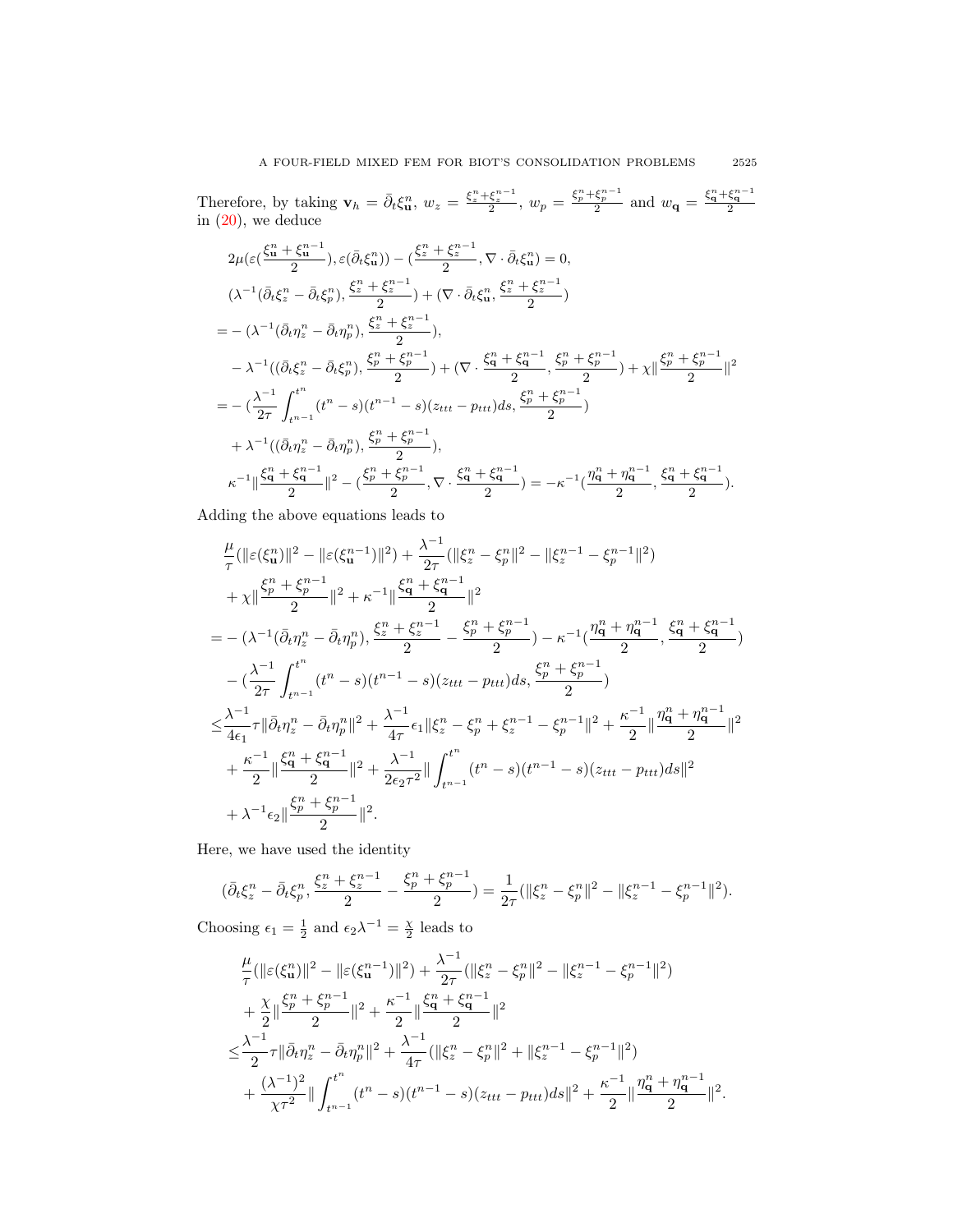Therefore, by taking $\mathbf{v}_h = \bar{\partial}_t \xi_{\mathbf{u}}^n$, $w_z = \frac{\xi_z^n + \xi_z^{n-1}}{2}$, $w_p = \frac{\xi_p^n + \xi_p^{n-1}}{2}$ and $w_{\mathbf{q}} = \frac{\xi_{\mathbf{q}}^n + \xi_{\mathbf{q}}^{n-1}}{2}$ in (20), we deduce

$$
\begin{aligned}
&2\mu(\varepsilon(\frac{\xi_{\mathbf{u}}^n + \xi_{\mathbf{u}}^{n-1}}{2}), \varepsilon(\bar{\partial}_t \xi_{\mathbf{u}}^n)) - (\frac{\xi_z^n + \xi_z^{n-1}}{2}, \nabla \cdot \bar{\partial}_t \xi_{\mathbf{u}}^n) = 0, \\
&(\lambda^{-1}(\bar{\partial}_t \xi_z^n - \bar{\partial}_t \xi_p^n), \frac{\xi_z^n + \xi_z^{n-1}}{2}) + (\nabla \cdot \bar{\partial}_t \xi_{\mathbf{u}}^n, \frac{\xi_z^n + \xi_z^{n-1}}{2}) \\
=& -(\lambda^{-1}(\bar{\partial}_t \eta_z^n - \bar{\partial}_t \eta_p^n), \frac{\xi_z^n + \xi_z^{n-1}}{2}), \\
&-\lambda^{-1}((\bar{\partial}_t \xi_z^n - \bar{\partial}_t \xi_p^n), \frac{\xi_p^n + \xi_p^{n-1}}{2}) + (\nabla \cdot \frac{\xi_{\mathbf{q}}^n + \xi_{\mathbf{q}}^{n-1}}{2}, \frac{\xi_p^n + \xi_p^{n-1}}{2}) + \chi \| \frac{\xi_p^n + \xi_p^{n-1}}{2} \|^2 \\
=& -(\frac{\lambda^{-1}}{2\tau} \int_{t^{n-1}}^{t^n} (t^n - s)(t^{n-1} - s)(z_{ttt} - p_{ttt}) ds, \frac{\xi_p^n + \xi_p^{n-1}}{2}) \\
&+ \lambda^{-1}((\bar{\partial}_t \eta_z^n - \bar{\partial}_t \eta_p^n), \frac{\xi_p^n + \xi_p^{n-1}}{2}), \\
&\kappa^{-1} \| \frac{\xi_{\mathbf{q}}^n + \xi_{\mathbf{q}}^{n-1}}{2} \|^2 - (\frac{\xi_p^n + \xi_p^{n-1}}{2}, \nabla \cdot \frac{\xi_{\mathbf{q}}^n + \xi_{\mathbf{q}}^{n-1}}{2}) = -\kappa^{-1}(\frac{\eta_{\mathbf{q}}^n + \eta_{\mathbf{q}}^{n-1}}{2}, \frac{\xi_{\mathbf{q}}^n + \xi_{\mathbf{q}}^{n-1}}{2}).
\end{aligned}
$$

Adding the above equations leads to

$$
\begin{aligned}
&\frac{\mu}{\tau}(\|\varepsilon(\xi_{\mathbf{u}}^n)\|^2 - \|\varepsilon(\xi_{\mathbf{u}}^{n-1})\|^2) + \frac{\lambda^{-1}}{2\tau}(\|\xi_z^n - \xi_p^n\|^2 - \|\xi_z^{n-1} - \xi_p^{n-1}\|^2) \\
&+ \chi \| \frac{\xi_p^n + \xi_p^{n-1}}{2} \|^2 + \kappa^{-1} \| \frac{\xi_{\mathbf{q}}^n + \xi_{\mathbf{q}}^{n-1}}{2} \|^2 \\
=& -(\lambda^{-1}(\bar{\partial}_t \eta_z^n - \bar{\partial}_t \eta_p^n), \frac{\xi_z^n + \xi_z^{n-1}}{2} - \frac{\xi_p^n + \xi_p^{n-1}}{2}) - \kappa^{-1}(\frac{\eta_{\mathbf{q}}^n + \eta_{\mathbf{q}}^{n-1}}{2}, \frac{\xi_{\mathbf{q}}^n + \xi_{\mathbf{q}}^{n-1}}{2}) \\
&- (\frac{\lambda^{-1}}{2\tau} \int_{t^{n-1}}^{t^n} (t^n - s)(t^{n-1} - s)(z_{ttt} - p_{ttt}) ds, \frac{\xi_p^n + \xi_p^{n-1}}{2}) \\
\leq& \frac{\lambda^{-1}}{4\epsilon_1} \tau \|\bar{\partial}_t \eta_z^n - \bar{\partial}_t \eta_p^n\|^2 + \frac{\lambda^{-1}}{4\tau} \epsilon_1 \|\xi_z^n - \xi_p^n + \xi_z^{n-1} - \xi_p^{n-1}\|^2 + \frac{\kappa^{-1}}{2} \| \frac{\eta_{\mathbf{q}}^n + \eta_{\mathbf{q}}^{n-1}}{2} \|^2 \\
&+ \frac{\kappa^{-1}}{2} \| \frac{\xi_{\mathbf{q}}^n + \xi_{\mathbf{q}}^{n-1}}{2} \|^2 + \frac{\lambda^{-1}}{2\epsilon_2 \tau^2} \| \int_{t^{n-1}}^{t^n} (t^n - s)(t^{n-1} - s)(z_{ttt} - p_{ttt}) ds \|^2 \\
&+ \lambda^{-1} \epsilon_2 \| \frac{\xi_p^n + \xi_p^{n-1}}{2} \|^2.
\end{aligned}
$$

Here, we have used the identity

$$
(\bar{\partial}_t \xi_z^n - \bar{\partial}_t \xi_p^n, \frac{\xi_z^n + \xi_z^{n-1}}{2} - \frac{\xi_p^n + \xi_p^{n-1}}{2}) = \frac{1}{2\tau}(\|\xi_z^n - \xi_p^n\|^2 - \|\xi_z^{n-1} - \xi_p^{n-1}\|^2).
$$

Choosing $\epsilon_1 = \frac{1}{2}$ and $\epsilon_2 \lambda^{-1} = \frac{\chi}{2}$ leads to

$$
\begin{aligned}
&\frac{\mu}{\tau}(\|\varepsilon(\xi_{\mathbf{u}}^n)\|^2 - \|\varepsilon(\xi_{\mathbf{u}}^{n-1})\|^2) + \frac{\lambda^{-1}}{2\tau}(\|\xi_z^n - \xi_p^n\|^2 - \|\xi_z^{n-1} - \xi_p^{n-1}\|^2) \\
&+ \frac{\chi}{2} \| \frac{\xi_p^n + \xi_p^{n-1}}{2} \|^2 + \frac{\kappa^{-1}}{2} \| \frac{\xi_{\mathbf{q}}^n + \xi_{\mathbf{q}}^{n-1}}{2} \|^2 \\
\leq& \frac{\lambda^{-1}}{2} \tau \|\bar{\partial}_t \eta_z^n - \bar{\partial}_t \eta_p^n\|^2 + \frac{\lambda^{-1}}{4\tau}(\|\xi_z^n - \xi_p^n\|^2 + \|\xi_z^{n-1} - \xi_p^{n-1}\|^2) \\
&+ \frac{(\lambda^{-1})^2}{\chi \tau^2} \| \int_{t^{n-1}}^{t^n} (t^n - s)(t^{n-1} - s)(z_{ttt} - p_{ttt}) ds \|^2 + \frac{\kappa^{-1}}{2} \| \frac{\eta_{\mathbf{q}}^n + \eta_{\mathbf{q}}^{n-1}}{2} \|^2.
\end{aligned}
$$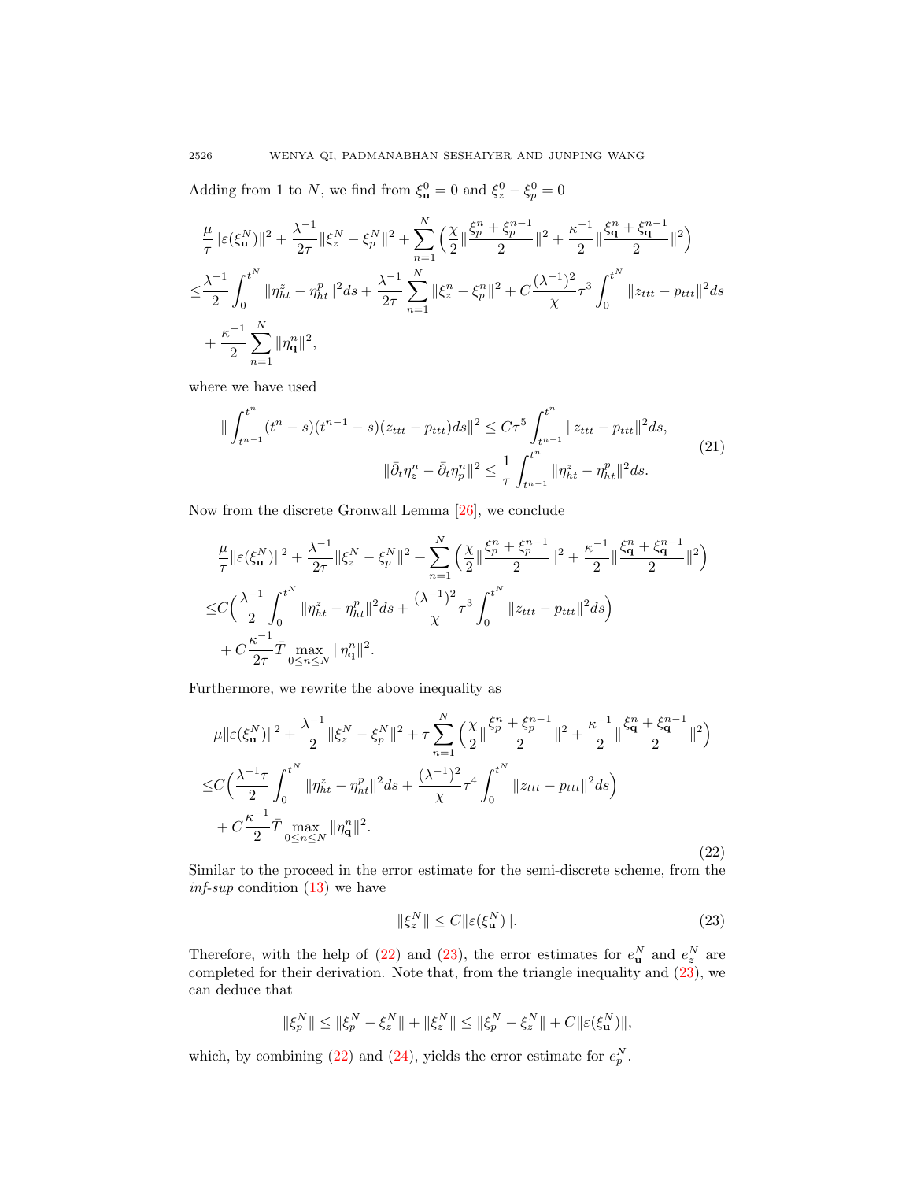Adding from 1 to $N$, we find from $\xi_{\mathbf{u}}^0 = 0$ and $\xi_z^0 - \xi_p^0 = 0$

$$
\begin{aligned}
&\frac{\mu}{\tau}\|\varepsilon(\xi_{\mathbf{u}}^N)\|^2 + \frac{\lambda^{-1}}{2\tau}\|\xi_z^N - \xi_p^N\|^2 + \sum_{n=1}^{N}\Big(\frac{\chi}{2}\|\frac{\xi_p^n + \xi_p^{n-1}}{2}\|^2 + \frac{\kappa^{-1}}{2}\|\frac{\xi_{\mathbf{q}}^n + \xi_{\mathbf{q}}^{n-1}}{2}\|^2\Big) \\
\le& \frac{\lambda^{-1}}{2}\int_0^{t^N}\|\eta_{ht}^z - \eta_{ht}^p\|^2 ds + \frac{\lambda^{-1}}{2\tau}\sum_{n=1}^{N}\|\xi_z^n - \xi_p^n\|^2 + C\frac{(\lambda^{-1})^2}{\chi}\tau^3\int_0^{t^N}\|z_{ttt} - p_{ttt}\|^2 ds \\
&+ \frac{\kappa^{-1}}{2}\sum_{n=1}^{N}\|\eta_{\mathbf{q}}^n\|^2,
\end{aligned}
$$

where we have used

$$
\begin{aligned}
\|\int_{t^{n-1}}^{t^n}(t^n - s)(t^{n-1} - s)(z_{ttt} - p_{ttt})ds\|^2 &\le C\tau^5\int_{t^{n-1}}^{t^n}\|z_{ttt} - p_{ttt}\|^2 ds, \\
\|\bar{\partial}_t\eta_z^n - \bar{\partial}_t\eta_p^n\|^2 &\le \frac{1}{\tau}\int_{t^{n-1}}^{t^n}\|\eta_{ht}^z - \eta_{ht}^p\|^2 ds.
\end{aligned}
\tag{21}
$$

Now from the discrete Gronwall Lemma [26], we conclude

$$
\begin{aligned}
&\frac{\mu}{\tau}\|\varepsilon(\xi_{\mathbf{u}}^N)\|^2 + \frac{\lambda^{-1}}{2\tau}\|\xi_z^N - \xi_p^N\|^2 + \sum_{n=1}^{N}\Big(\frac{\chi}{2}\|\frac{\xi_p^n + \xi_p^{n-1}}{2}\|^2 + \frac{\kappa^{-1}}{2}\|\frac{\xi_{\mathbf{q}}^n + \xi_{\mathbf{q}}^{n-1}}{2}\|^2\Big) \\
\le& C\Big(\frac{\lambda^{-1}}{2}\int_0^{t^N}\|\eta_{ht}^z - \eta_{ht}^p\|^2 ds + \frac{(\lambda^{-1})^2}{\chi}\tau^3\int_0^{t^N}\|z_{ttt} - p_{ttt}\|^2 ds\Big) \\
&+ C\frac{\kappa^{-1}}{2\tau}\bar{T}\max_{0\le n\le N}\|\eta_{\mathbf{q}}^n\|^2.
\end{aligned}
$$

Furthermore, we rewrite the above inequality as

$$
\begin{aligned}
&\mu\|\varepsilon(\xi_{\mathbf{u}}^N)\|^2 + \frac{\lambda^{-1}}{2}\|\xi_z^N - \xi_p^N\|^2 + \tau\sum_{n=1}^{N}\Big(\frac{\chi}{2}\|\frac{\xi_p^n + \xi_p^{n-1}}{2}\|^2 + \frac{\kappa^{-1}}{2}\|\frac{\xi_{\mathbf{q}}^n + \xi_{\mathbf{q}}^{n-1}}{2}\|^2\Big) \\
\le& C\Big(\frac{\lambda^{-1}\tau}{2}\int_0^{t^N}\|\eta_{ht}^z - \eta_{ht}^p\|^2 ds + \frac{(\lambda^{-1})^2}{\chi}\tau^4\int_0^{t^N}\|z_{ttt} - p_{ttt}\|^2 ds\Big) \\
&+ C\frac{\kappa^{-1}}{2}\bar{T}\max_{0\le n\le N}\|\eta_{\mathbf{q}}^n\|^2.
\end{aligned}
\tag{22}
$$

Similar to the proceed in the error estimate for the semi-discrete scheme, from the *inf-sup* condition (13) we have

$$
\|\xi_z^N\| \le C\|\varepsilon(\xi_{\mathbf{u}}^N)\|. \tag{23}
$$

Therefore, with the help of (22) and (23), the error estimates for $e_{\mathbf{u}}^N$ and $e_z^N$ are completed for their derivation. Note that, from the triangle inequality and (23), we can deduce that

$$
\|\xi_p^N\| \le \|\xi_p^N - \xi_z^N\| + \|\xi_z^N\| \le \|\xi_p^N - \xi_z^N\| + C\|\varepsilon(\xi_{\mathbf{u}}^N)\|,
$$

which, by combining (22) and (24), yields the error estimate for $e_p^N$.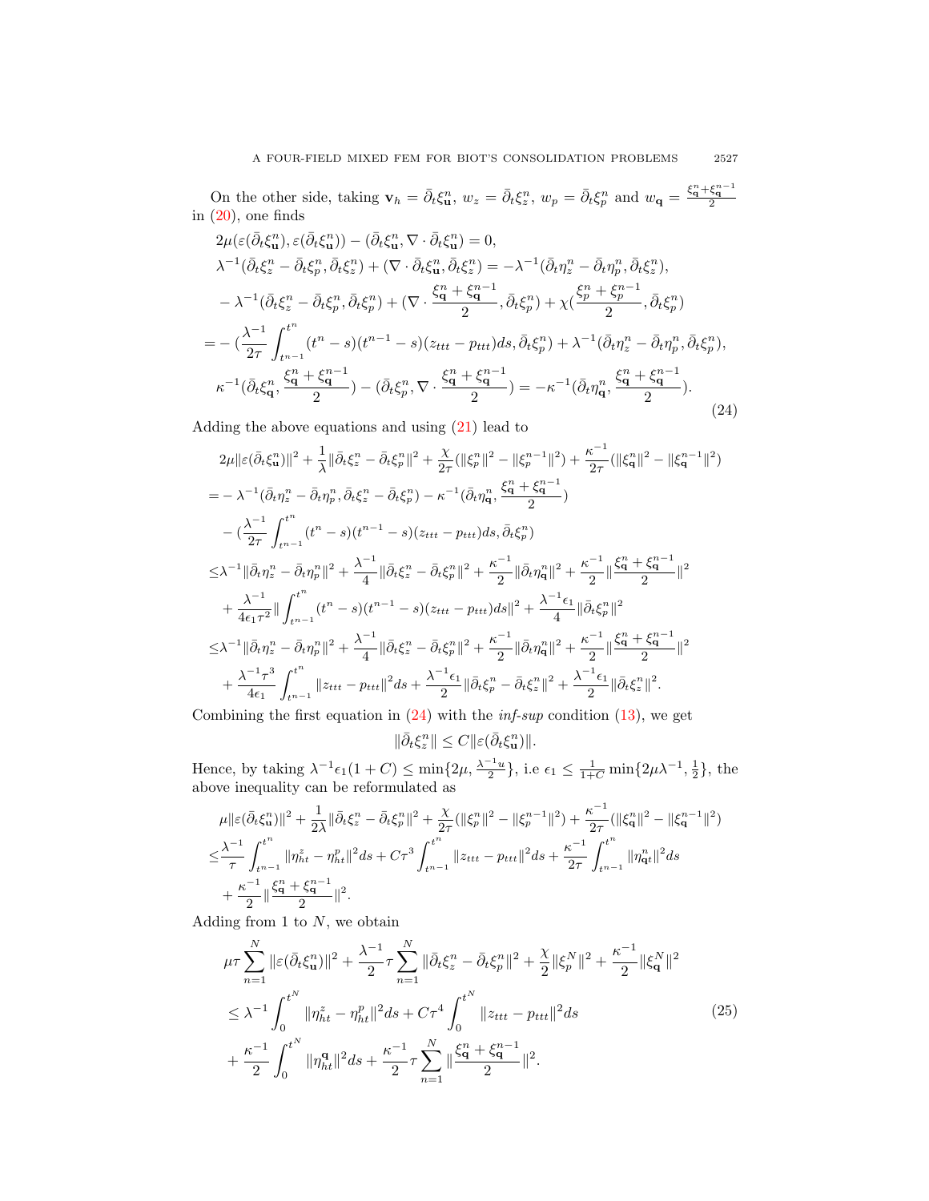On the other side, taking $\mathbf{v}_h = \bar{\partial}_t \xi_{\mathbf{u}}^n$, $w_z = \bar{\partial}_t \xi_z^n$, $w_p = \bar{\partial}_t \xi_p^n$ and $w_{\mathbf{q}} = \frac{\xi_{\mathbf{q}}^n + \xi_{\mathbf{q}}^{n-1}}{2}$ in (20), one finds

$$
\begin{aligned}
&2\mu(\varepsilon(\bar{\partial}_t \xi_{\mathbf{u}}^n), \varepsilon(\bar{\partial}_t \xi_{\mathbf{u}}^n)) - (\bar{\partial}_t \xi_z^n, \nabla \cdot \bar{\partial}_t \xi_{\mathbf{u}}^n) = 0, \\
&\lambda^{-1}(\bar{\partial}_t \xi_z^n - \bar{\partial}_t \xi_p^n, \bar{\partial}_t \xi_z^n) + (\nabla \cdot \bar{\partial}_t \xi_{\mathbf{u}}^n, \bar{\partial}_t \xi_z^n) = -\lambda^{-1}(\bar{\partial}_t \eta_z^n - \bar{\partial}_t \eta_p^n, \bar{\partial}_t \xi_z^n), \\
&-\lambda^{-1}(\bar{\partial}_t \xi_z^n - \bar{\partial}_t \xi_p^n, \bar{\partial}_t \xi_p^n) + (\nabla \cdot \frac{\xi_{\mathbf{q}}^n + \xi_{\mathbf{q}}^{n-1}}{2}, \bar{\partial}_t \xi_p^n) + \chi(\frac{\xi_p^n + \xi_p^{n-1}}{2}, \bar{\partial}_t \xi_p^n) \\
=& -(\frac{\lambda^{-1}}{2\tau} \int_{t^{n-1}}^{t^n} (t^n - s)(t^{n-1} - s)(z_{ttt} - p_{ttt}) ds, \bar{\partial}_t \xi_p^n) + \lambda^{-1}(\bar{\partial}_t \eta_z^n - \bar{\partial}_t \eta_p^n, \bar{\partial}_t \xi_p^n), \\
&\kappa^{-1}(\bar{\partial}_t \xi_{\mathbf{q}}^n, \frac{\xi_{\mathbf{q}}^n + \xi_{\mathbf{q}}^{n-1}}{2}) - (\bar{\partial}_t \xi_p^n, \nabla \cdot \frac{\xi_{\mathbf{q}}^n + \xi_{\mathbf{q}}^{n-1}}{2}) = -\kappa^{-1}(\bar{\partial}_t \eta_{\mathbf{q}}^n, \frac{\xi_{\mathbf{q}}^n + \xi_{\mathbf{q}}^{n-1}}{2}).
\end{aligned}
\tag{24}
$$

Adding the above equations and using (21) lead to

$$
\begin{aligned}
&2\mu\|\varepsilon(\bar{\partial}_t \xi_{\mathbf{u}}^n)\|^2 + \frac{1}{\lambda}\|\bar{\partial}_t \xi_z^n - \bar{\partial}_t \xi_p^n\|^2 + \frac{\chi}{2\tau}(\|\xi_p^n\|^2 - \|\xi_p^{n-1}\|^2) + \frac{\kappa^{-1}}{2\tau}(\|\xi_{\mathbf{q}}^n\|^2 - \|\xi_{\mathbf{q}}^{n-1}\|^2) \\
=& -\lambda^{-1}(\bar{\partial}_t \eta_z^n - \bar{\partial}_t \eta_p^n, \bar{\partial}_t \xi_z^n - \bar{\partial}_t \xi_p^n) - \kappa^{-1}(\bar{\partial}_t \eta_{\mathbf{q}}^n, \frac{\xi_{\mathbf{q}}^n + \xi_{\mathbf{q}}^{n-1}}{2}) \\
&-(\frac{\lambda^{-1}}{2\tau} \int_{t^{n-1}}^{t^n} (t^n - s)(t^{n-1} - s)(z_{ttt} - p_{ttt}) ds, \bar{\partial}_t \xi_p^n) \\
\leq& \lambda^{-1}\|\bar{\partial}_t \eta_z^n - \bar{\partial}_t \eta_p^n\|^2 + \frac{\lambda^{-1}}{4}\|\bar{\partial}_t \xi_z^n - \bar{\partial}_t \xi_p^n\|^2 + \frac{\kappa^{-1}}{2}\|\bar{\partial}_t \eta_{\mathbf{q}}^n\|^2 + \frac{\kappa^{-1}}{2}\|\frac{\xi_{\mathbf{q}}^n + \xi_{\mathbf{q}}^{n-1}}{2}\|^2 \\
&+ \frac{\lambda^{-1}}{4\epsilon_1 \tau^2}\|\int_{t^{n-1}}^{t^n} (t^n - s)(t^{n-1} - s)(z_{ttt} - p_{ttt}) ds\|^2 + \frac{\lambda^{-1}\epsilon_1}{4}\|\bar{\partial}_t \xi_p^n\|^2 \\
\leq& \lambda^{-1}\|\bar{\partial}_t \eta_z^n - \bar{\partial}_t \eta_p^n\|^2 + \frac{\lambda^{-1}}{4}\|\bar{\partial}_t \xi_z^n - \bar{\partial}_t \xi_p^n\|^2 + \frac{\kappa^{-1}}{2}\|\bar{\partial}_t \eta_{\mathbf{q}}^n\|^2 + \frac{\kappa^{-1}}{2}\|\frac{\xi_{\mathbf{q}}^n + \xi_{\mathbf{q}}^{n-1}}{2}\|^2 \\
&+ \frac{\lambda^{-1}\tau^3}{4\epsilon_1} \int_{t^{n-1}}^{t^n} \|z_{ttt} - p_{ttt}\|^2 ds + \frac{\lambda^{-1}\epsilon_1}{2}\|\bar{\partial}_t \xi_p^n - \bar{\partial}_t \xi_z^n\|^2 + \frac{\lambda^{-1}\epsilon_1}{2}\|\bar{\partial}_t \xi_z^n\|^2.
\end{aligned}
$$

Combining the first equation in (24) with the *inf-sup* condition (13), we get

$$
\|\bar{\partial}_t \xi_z^n\| \leq C\|\varepsilon(\bar{\partial}_t \xi_{\mathbf{u}}^n)\|.
$$

Hence, by taking $\lambda^{-1}\epsilon_1(1 + C) \leq \min\{2\mu, \frac{\lambda^{-1}u}{2}\}$, i.e $\epsilon_1 \leq \frac{1}{1+C}\min\{2\mu\lambda^{-1}, \frac{1}{2}\}$, the above inequality can be reformulated as

$$
\begin{aligned}
&\mu\|\varepsilon(\bar{\partial}_t \xi_{\mathbf{u}}^n)\|^2 + \frac{1}{2\lambda}\|\bar{\partial}_t \xi_z^n - \bar{\partial}_t \xi_p^n\|^2 + \frac{\chi}{2\tau}(\|\xi_p^n\|^2 - \|\xi_p^{n-1}\|^2) + \frac{\kappa^{-1}}{2\tau}(\|\xi_{\mathbf{q}}^n\|^2 - \|\xi_{\mathbf{q}}^{n-1}\|^2) \\
\leq& \frac{\lambda^{-1}}{\tau} \int_{t^{n-1}}^{t^n} \|\eta_{ht}^z - \eta_{ht}^p\|^2 ds + C\tau^3 \int_{t^{n-1}}^{t^n} \|z_{ttt} - p_{ttt}\|^2 ds + \frac{\kappa^{-1}}{2\tau} \int_{t^{n-1}}^{t^n} \|\eta_{\mathbf{q}t}^n\|^2 ds \\
&+ \frac{\kappa^{-1}}{2}\|\frac{\xi_{\mathbf{q}}^n + \xi_{\mathbf{q}}^{n-1}}{2}\|^2.
\end{aligned}
$$

Adding from 1 to $N$, we obtain

$$
\begin{aligned}
&\mu\tau \sum_{n=1}^N \|\varepsilon(\bar{\partial}_t \xi_{\mathbf{u}}^n)\|^2 + \frac{\lambda^{-1}}{2}\tau \sum_{n=1}^N \|\bar{\partial}_t \xi_z^n - \bar{\partial}_t \xi_p^n\|^2 + \frac{\chi}{2}\|\xi_p^N\|^2 + \frac{\kappa^{-1}}{2}\|\xi_{\mathbf{q}}^N\|^2 \\
\leq& \lambda^{-1} \int_0^{t^N} \|\eta_{ht}^z - \eta_{ht}^p\|^2 ds + C\tau^4 \int_0^{t^N} \|z_{ttt} - p_{ttt}\|^2 ds \\
&+ \frac{\kappa^{-1}}{2} \int_0^{t^N} \|\eta_{ht}^{\mathbf{q}}\|^2 ds + \frac{\kappa^{-1}}{2}\tau \sum_{n=1}^N \|\frac{\xi_{\mathbf{q}}^n + \xi_{\mathbf{q}}^{n-1}}{2}\|^2.
\end{aligned}
\tag{25}
$$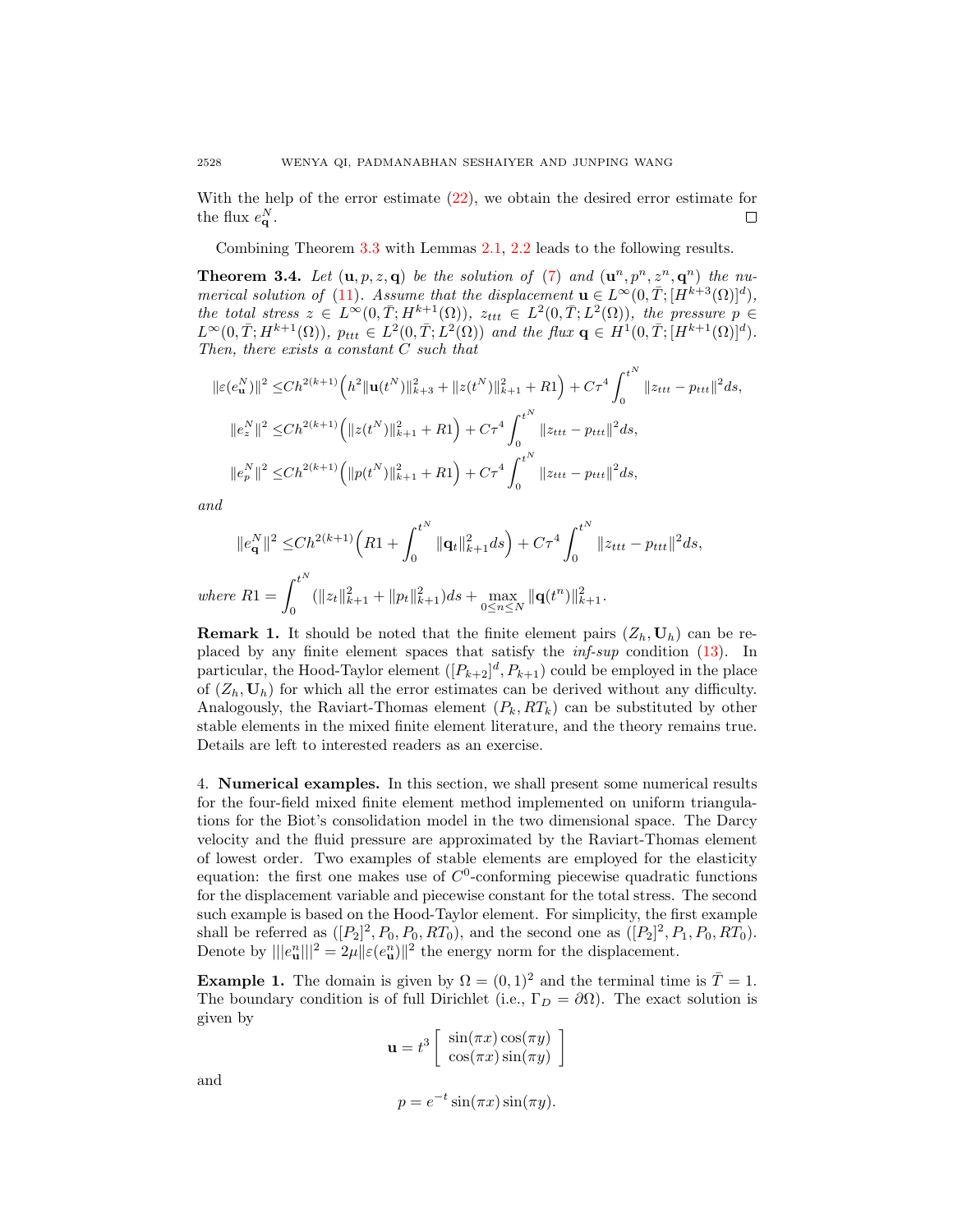With the help of the error estimate (22), we obtain the desired error estimate for the flux $e_{\mathbf{q}}^N$. $\square$

Combining Theorem 3.3 with Lemmas 2.1, 2.2 leads to the following results.

**Theorem 3.4.** *Let $(\mathbf{u}, p, z, \mathbf{q})$ be the solution of (7) and $(\mathbf{u}^n, p^n, z^n, \mathbf{q}^n)$ the numerical solution of (11). Assume that the displacement $\mathbf{u} \in L^\infty(0,\bar{T};[H^{k+3}(\Omega)]^d)$, the total stress $z \in L^\infty(0,\bar{T};H^{k+1}(\Omega))$, $z_{ttt} \in L^2(0,\bar{T};L^2(\Omega))$, the pressure $p \in L^\infty(0,\bar{T};H^{k+1}(\Omega))$, $p_{ttt} \in L^2(0,\bar{T};L^2(\Omega))$ and the flux $\mathbf{q} \in H^1(0,\bar{T};[H^{k+1}(\Omega)]^d)$. Then, there exists a constant $C$ such that*

$$
\begin{aligned}
\|\varepsilon(e_{\mathbf{u}}^N)\|^2 \leq& Ch^{2(k+1)}\Big(h^2\|\mathbf{u}(t^N)\|_{k+3}^2 + \|z(t^N)\|_{k+1}^2 + R1\Big) + C\tau^4\int_0^{t^N}\|z_{ttt} - p_{ttt}\|^2 ds,\\
\|e_z^N\|^2 \leq& Ch^{2(k+1)}\Big(\|z(t^N)\|_{k+1}^2 + R1\Big) + C\tau^4\int_0^{t^N}\|z_{ttt} - p_{ttt}\|^2 ds,\\
\|e_p^N\|^2 \leq& Ch^{2(k+1)}\Big(\|p(t^N)\|_{k+1}^2 + R1\Big) + C\tau^4\int_0^{t^N}\|z_{ttt} - p_{ttt}\|^2 ds,
\end{aligned}
$$

*and*

$$
\|e_{\mathbf{q}}^N\|^2 \leq Ch^{2(k+1)}\Big(R1 + \int_0^{t^N}\|\mathbf{q}_t\|_{k+1}^2 ds\Big) + C\tau^4\int_0^{t^N}\|z_{ttt} - p_{ttt}\|^2 ds,
$$

*where* $R1 = \displaystyle\int_0^{t^N}(\|z_t\|_{k+1}^2 + \|p_t\|_{k+1}^2)ds + \max_{0\leq n\leq N}\|\mathbf{q}(t^n)\|_{k+1}^2$.

**Remark 1.** It should be noted that the finite element pairs $(Z_h, \mathbf{U}_h)$ can be replaced by any finite element spaces that satisfy the *inf-sup* condition (13). In particular, the Hood-Taylor element $([P_{k+2}]^d, P_{k+1})$ could be employed in the place of $(Z_h, \mathbf{U}_h)$ for which all the error estimates can be derived without any difficulty. Analogously, the Raviart-Thomas element $(P_k, RT_k)$ can be substituted by other stable elements in the mixed finite element literature, and the theory remains true. Details are left to interested readers as an exercise.

## 4. Numerical examples.

In this section, we shall present some numerical results for the four-field mixed finite element method implemented on uniform triangulations for the Biot's consolidation model in the two dimensional space. The Darcy velocity and the fluid pressure are approximated by the Raviart-Thomas element of lowest order. Two examples of stable elements are employed for the elasticity equation: the first one makes use of $C^0$-conforming piecewise quadratic functions for the displacement variable and piecewise constant for the total stress. The second such example is based on the Hood-Taylor element. For simplicity, the first example shall be referred as $([P_2]^2, P_0, P_0, RT_0)$, and the second one as $([P_2]^2, P_1, P_0, RT_0)$. Denote by $|||e_{\mathbf{u}}^n|||^2 = 2\mu\|\varepsilon(e_{\mathbf{u}}^n)\|^2$ the energy norm for the displacement.

**Example 1.** The domain is given by $\Omega = (0,1)^2$ and the terminal time is $\bar{T} = 1$. The boundary condition is of full Dirichlet (i.e., $\Gamma_D = \partial\Omega$). The exact solution is given by

$$
\mathbf{u} = t^3\begin{bmatrix}\sin(\pi x)\cos(\pi y)\\ \cos(\pi x)\sin(\pi y)\end{bmatrix}
$$

and

$$
p = e^{-t}\sin(\pi x)\sin(\pi y).
$$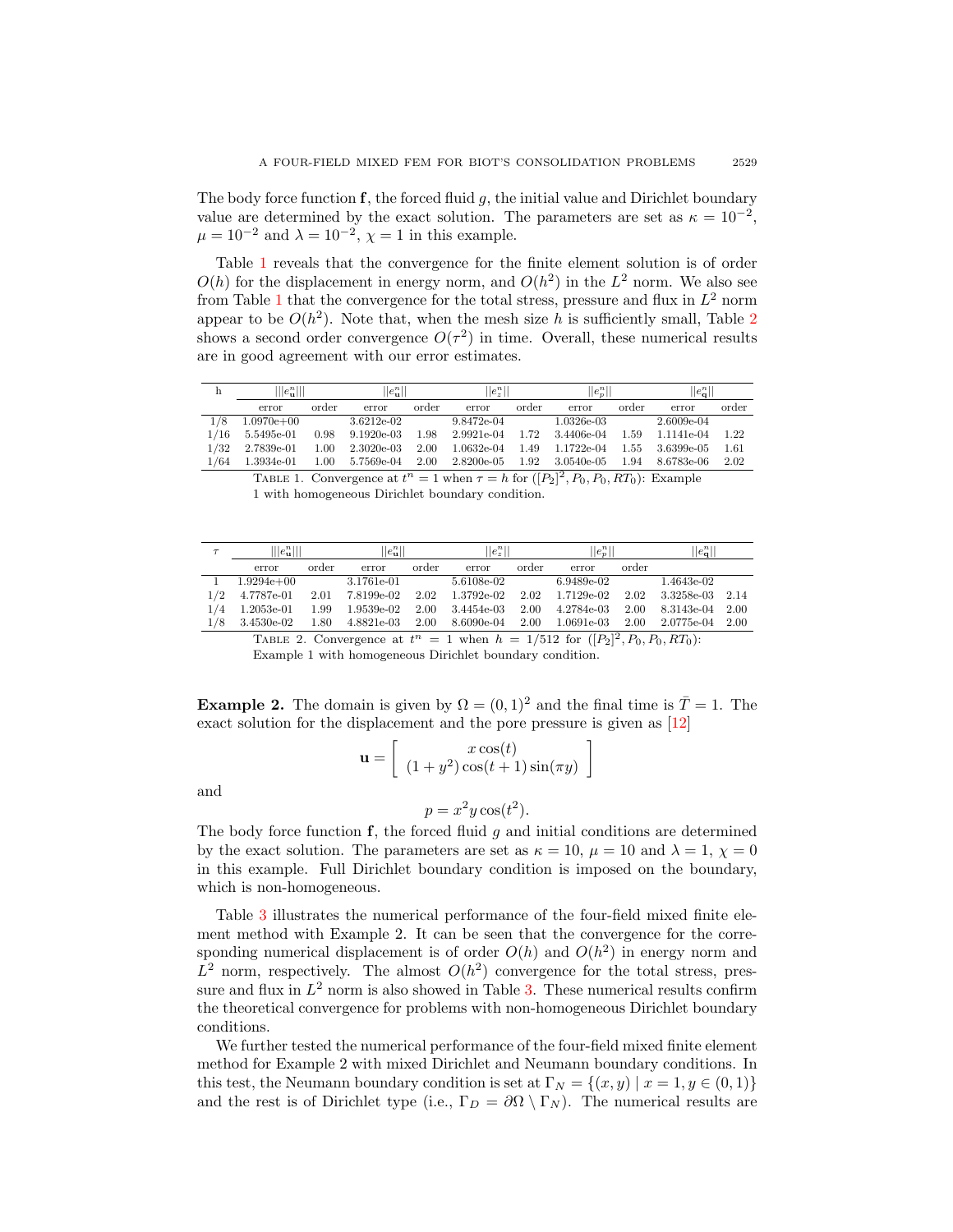The body force function $\mathbf{f}$, the forced fluid $g$, the initial value and Dirichlet boundary value are determined by the exact solution. The parameters are set as $\kappa = 10^{-2}$, $\mu = 10^{-2}$ and $\lambda = 10^{-2}$, $\chi = 1$ in this example.

Table 1 reveals that the convergence for the finite element solution is of order $O(h)$ for the displacement in energy norm, and $O(h^2)$ in the $L^2$ norm. We also see from Table 1 that the convergence for the total stress, pressure and flux in $L^2$ norm appear to be $O(h^2)$. Note that, when the mesh size $h$ is sufficiently small, Table 2 shows a second order convergence $O(\tau^2)$ in time. Overall, these numerical results are in good agreement with our error estimates.

| h | $\|\|\|e_{\mathbf{u}}^n\|\|\|$ | | $\|\|e_{\mathbf{u}}^n\|\|$ | | $\|\|e_z^n\|\|$ | | $\|\|e_p^n\|\|$ | | $\|\|e_{\mathbf{q}}^n\|\|$ | |
|---|---|---|---|---|---|---|---|---|---|---|
| | error | order | error | order | error | order | error | order | error | order |
| 1/8 | 1.0970e+00 | | 3.6212e-02 | | 9.8472e-04 | | 1.0326e-03 | | 2.6009e-04 | |
| 1/16 | 5.5495e-01 | 0.98 | 9.1920e-03 | 1.98 | 2.9921e-04 | 1.72 | 3.4406e-04 | 1.59 | 1.1141e-04 | 1.22 |
| 1/32 | 2.7839e-01 | 1.00 | 2.3020e-03 | 2.00 | 1.0632e-04 | 1.49 | 1.1722e-04 | 1.55 | 3.6399e-05 | 1.61 |
| 1/64 | 1.3934e-01 | 1.00 | 5.7569e-04 | 2.00 | 2.8200e-05 | 1.92 | 3.0540e-05 | 1.94 | 8.6783e-06 | 2.02 |

TABLE 1. Convergence at $t^n = 1$ when $\tau = h$ for $([P_2]^2, P_0, P_0, RT_0)$: Example 1 with homogeneous Dirichlet boundary condition.

| $\tau$ | $\|\|\|e_{\mathbf{u}}^n\|\|\|$ | | $\|\|e_{\mathbf{u}}^n\|\|$ | | $\|\|e_z^n\|\|$ | | $\|\|e_p^n\|\|$ | | $\|\|e_{\mathbf{q}}^n\|\|$ | |
|---|---|---|---|---|---|---|---|---|---|---|
| | error | order | error | order | error | order | error | order | | |
| 1 | 1.9294e+00 | | 3.1761e-01 | | 5.6108e-02 | | 6.9489e-02 | | 1.4643e-02 | |
| 1/2 | 4.7787e-01 | 2.01 | 7.8199e-02 | 2.02 | 1.3792e-02 | 2.02 | 1.7129e-02 | 2.02 | 3.3258e-03 | 2.14 |
| 1/4 | 1.2053e-01 | 1.99 | 1.9539e-02 | 2.00 | 3.4454e-03 | 2.00 | 4.2784e-03 | 2.00 | 8.3143e-04 | 2.00 |
| 1/8 | 3.4530e-02 | 1.80 | 4.8821e-03 | 2.00 | 8.6090e-04 | 2.00 | 1.0691e-03 | 2.00 | 2.0775e-04 | 2.00 |

TABLE 2. Convergence at $t^n = 1$ when $h = 1/512$ for $([P_2]^2, P_0, P_0, RT_0)$: Example 1 with homogeneous Dirichlet boundary condition.

**Example 2.** The domain is given by $\Omega = (0,1)^2$ and the final time is $\bar{T} = 1$. The exact solution for the displacement and the pore pressure is given as [12]

$$\mathbf{u} = \left[ \begin{array}{c} x\cos(t) \\ (1+y^2)\cos(t+1)\sin(\pi y) \end{array} \right]$$

and

$$p = x^2 y \cos(t^2).$$

The body force function $\mathbf{f}$, the forced fluid $g$ and initial conditions are determined by the exact solution. The parameters are set as $\kappa = 10$, $\mu = 10$ and $\lambda = 1$, $\chi = 0$ in this example. Full Dirichlet boundary condition is imposed on the boundary, which is non-homogeneous.

Table 3 illustrates the numerical performance of the four-field mixed finite element method with Example 2. It can be seen that the convergence for the corresponding numerical displacement is of order $O(h)$ and $O(h^2)$ in energy norm and $L^2$ norm, respectively. The almost $O(h^2)$ convergence for the total stress, pressure and flux in $L^2$ norm is also showed in Table 3. These numerical results confirm the theoretical convergence for problems with non-homogeneous Dirichlet boundary conditions.

We further tested the numerical performance of the four-field mixed finite element method for Example 2 with mixed Dirichlet and Neumann boundary conditions. In this test, the Neumann boundary condition is set at $\Gamma_N = \{(x,y) \mid x = 1, y \in (0,1)\}$ and the rest is of Dirichlet type (i.e., $\Gamma_D = \partial\Omega \setminus \Gamma_N$). The numerical results are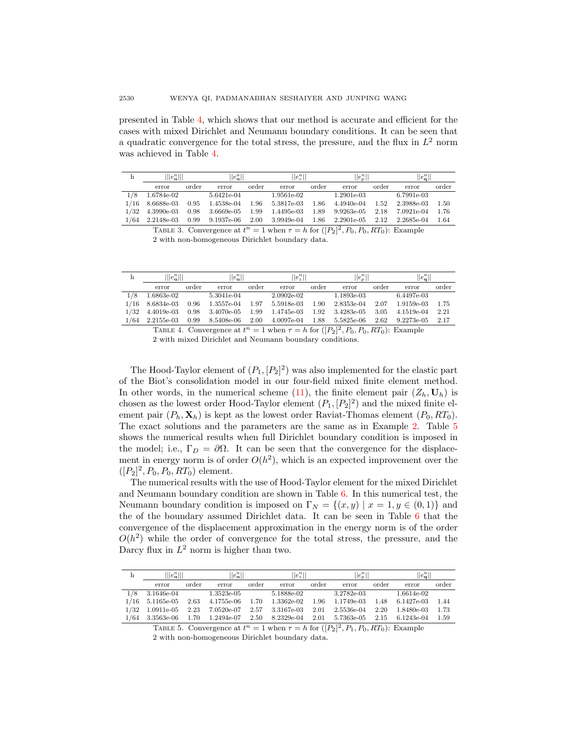presented in Table 4, which shows that our method is accurate and efficient for the cases with mixed Dirichlet and Neumann boundary conditions. It can be seen that a quadratic convergence for the total stress, the pressure, and the flux in $L^2$ norm was achieved in Table 4.

| h | $\|\|\|e_{\mathbf{u}}^n\|\|\|$ | | $\|\|e_{\mathbf{u}}^n\|\|$ | | $\|\|e_z^n\|\|$ | | $\|\|e_p^n\|\|$ | | $\|\|e_{\mathbf{q}}^n\|\|$ | |
|---|---|---|---|---|---|---|---|---|---|---|
| | error | order | error | order | error | order | error | order | error | order |
| 1/8 | 1.6784e-02 | | 5.6421e-04 | | 1.9561e-02 | | 1.2901e-03 | | 6.7991e-03 | |
| 1/16 | 8.6688e-03 | 0.95 | 1.4538e-04 | 1.96 | 5.3817e-03 | 1.86 | 4.4940e-04 | 1.52 | 2.3988e-03 | 1.50 |
| 1/32 | 4.3990e-03 | 0.98 | 3.6669e-05 | 1.99 | 1.4495e-03 | 1.89 | 9.9263e-05 | 2.18 | 7.0921e-04 | 1.76 |
| 1/64 | 2.2148e-03 | 0.99 | 9.1937e-06 | 2.00 | 3.9949e-04 | 1.86 | 2.2901e-05 | 2.12 | 2.2685e-04 | 1.64 |

TABLE 3. Convergence at $t^n = 1$ when $\tau = h$ for $([P_2]^2, P_0, P_0, RT_0)$: Example 2 with non-homogeneous Dirichlet boundary data.

| h | $\|\|\|e_{\mathbf{u}}^n\|\|\|$ | | $\|\|e_{\mathbf{u}}^n\|\|$ | | $\|\|e_z^n\|\|$ | | $\|\|e_p^n\|\|$ | | $\|\|e_{\mathbf{q}}^n\|\|$ | |
|---|---|---|---|---|---|---|---|---|---|---|
| | error | order | error | order | error | order | error | order | error | order |
| 1/8 | 1.6863e-02 | | 5.3041e-04 | | 2.0902e-02 | | 1.1893e-03 | | 6.4497e-03 | |
| 1/16 | 8.6834e-03 | 0.96 | 1.3557e-04 | 1.97 | 5.5918e-03 | 1.90 | 2.8353e-04 | 2.07 | 1.9159e-03 | 1.75 |
| 1/32 | 4.4019e-03 | 0.98 | 3.4070e-05 | 1.99 | 1.4745e-03 | 1.92 | 3.4283e-05 | 3.05 | 4.1519e-04 | 2.21 |
| 1/64 | 2.2155e-03 | 0.99 | 8.5408e-06 | 2.00 | 4.0097e-04 | 1.88 | 5.5825e-06 | 2.62 | 9.2273e-05 | 2.17 |

TABLE 4. Convergence at $t^n = 1$ when $\tau = h$ for $([P_2]^2, P_0, P_0, RT_0)$: Example 2 with mixed Dirichlet and Neumann boundary conditions.

The Hood-Taylor element of $(P_1, [P_2]^2)$ was also implemented for the elastic part of the Biot's consolidation model in our four-field mixed finite element method. In other words, in the numerical scheme (11), the finite element pair $(Z_h, \mathbf{U}_h)$ is chosen as the lowest order Hood-Taylor element $(P_1, [P_2]^2)$ and the mixed finite element pair $(P_h, \mathbf{X}_h)$ is kept as the lowest order Raviat-Thomas element $(P_0, RT_0)$. The exact solutions and the parameters are the same as in Example 2. Table 5 shows the numerical results when full Dirichlet boundary condition is imposed in the model; i.e., $\Gamma_D = \partial\Omega$. It can be seen that the convergence for the displacement in energy norm is of order $O(h^2)$, which is an expected improvement over the $([P_2]^2, P_0, P_0, RT_0)$ element.

The numerical results with the use of Hood-Taylor element for the mixed Dirichlet and Neumann boundary condition are shown in Table 6. In this numerical test, the Neumann boundary condition is imposed on $\Gamma_N = \{(x, y) \mid x = 1, y \in (0, 1)\}$ and the of the boundary assumed Dirichlet data. It can be seen in Table 6 that the convergence of the displacement approximation in the energy norm is of the order $O(h^2)$ while the order of convergence for the total stress, the pressure, and the Darcy flux in $L^2$ norm is higher than two.

| h | $\|\|\|e_{\mathbf{u}}^n\|\|\|$ | | $\|\|e_{\mathbf{u}}^n\|\|$ | | $\|\|e_z^n\|\|$ | | $\|\|e_p^n\|\|$ | | $\|\|e_{\mathbf{q}}^n\|\|$ | |
|---|---|---|---|---|---|---|---|---|---|---|
| | error | order | error | order | error | order | error | order | error | order |
| 1/8 | 3.1646e-04 | | 1.3523e-05 | | 5.1888e-02 | | 3.2782e-03 | | 1.6614e-02 | |
| 1/16 | 5.1165e-05 | 2.63 | 4.1755e-06 | 1.70 | 1.3362e-02 | 1.96 | 1.1749e-03 | 1.48 | 6.1427e-03 | 1.44 |
| 1/32 | 1.0911e-05 | 2.23 | 7.0520e-07 | 2.57 | 3.3167e-03 | 2.01 | 2.5536e-04 | 2.20 | 1.8480e-03 | 1.73 |
| 1/64 | 3.3563e-06 | 1.70 | 1.2494e-07 | 2.50 | 8.2329e-04 | 2.01 | 5.7363e-05 | 2.15 | 6.1243e-04 | 1.59 |

TABLE 5. Convergence at $t^n = 1$ when $\tau = h$ for $([P_2]^2, P_1, P_0, RT_0)$: Example 2 with non-homogeneous Dirichlet boundary data.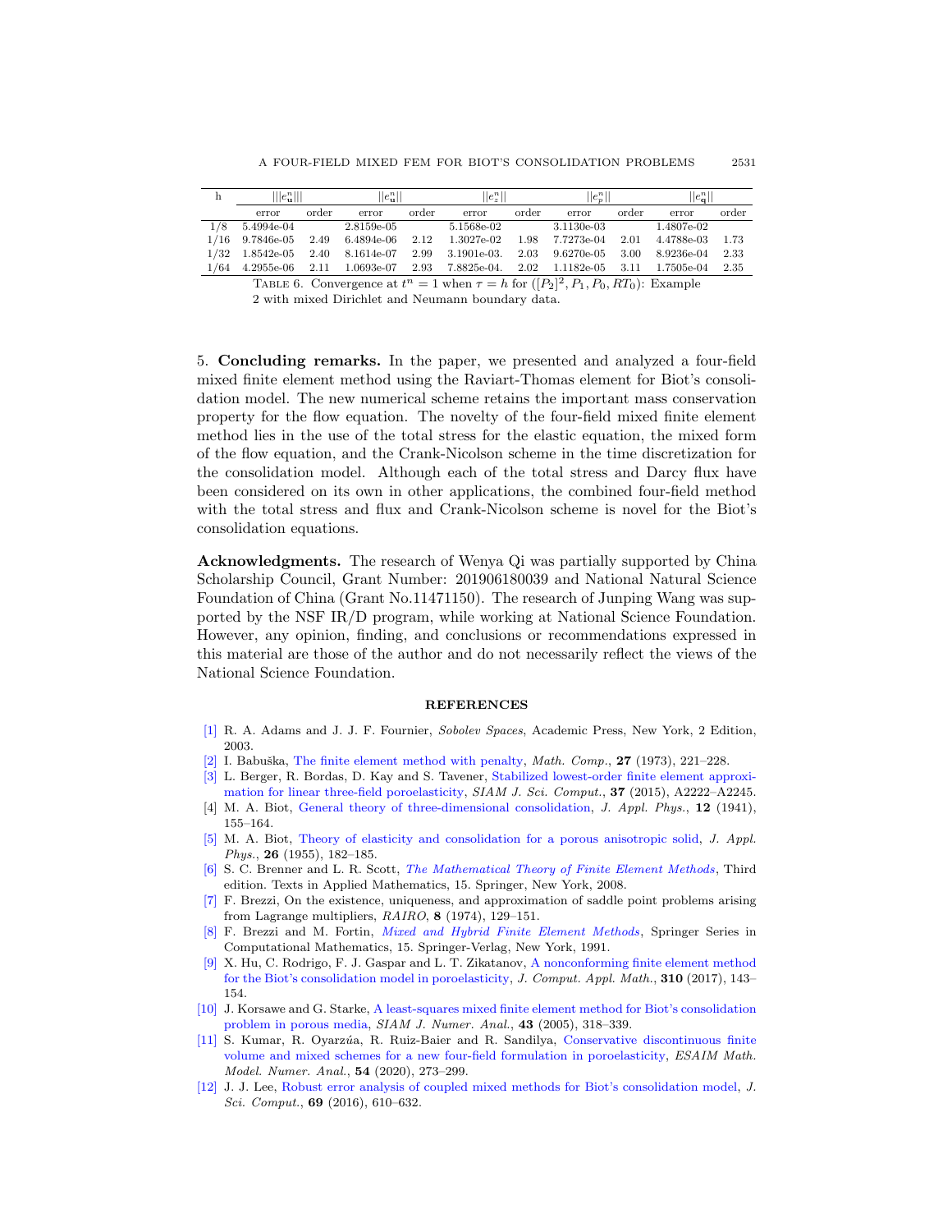| h | $\|\|\|e_{\mathbf{u}}^n\|\|\|$ | | $\|\|e_{\mathbf{u}}^n\|\|$ | | $\|\|e_z^n\|\|$ | | $\|\|e_p^n\|\|$ | | $\|\|e_{\mathbf{q}}^n\|\|$ | |
|---|---|---|---|---|---|---|---|---|---|---|
| | error | order | error | order | error | order | error | order | error | order |
| 1/8 | 5.4994e-04 | | 2.8159e-05 | | 5.1568e-02 | | 3.1130e-03 | | 1.4807e-02 | |
| 1/16 | 9.7846e-05 | 2.49 | 6.4894e-06 | 2.12 | 1.3027e-02 | 1.98 | 7.7273e-04 | 2.01 | 4.4788e-03 | 1.73 |
| 1/32 | 1.8542e-05 | 2.40 | 8.1614e-07 | 2.99 | 3.1901e-03. | 2.03 | 9.6270e-05 | 3.00 | 8.9236e-04 | 2.33 |
| 1/64 | 4.2955e-06 | 2.11 | 1.0693e-07 | 2.93 | 7.8825e-04. | 2.02 | 1.1182e-05 | 3.11 | 1.7505e-04 | 2.35 |

TABLE 6. Convergence at $t^n = 1$ when $\tau = h$ for $([P_2]^2, P_1, P_0, RT_0)$: Example 2 with mixed Dirichlet and Neumann boundary data.

## 5. Concluding remarks.

In the paper, we presented and analyzed a four-field mixed finite element method using the Raviart-Thomas element for Biot's consolidation model. The new numerical scheme retains the important mass conservation property for the flow equation. The novelty of the four-field mixed finite element method lies in the use of the total stress for the elastic equation, the mixed form of the flow equation, and the Crank-Nicolson scheme in the time discretization for the consolidation model. Although each of the total stress and Darcy flux have been considered on its own in other applications, the combined four-field method with the total stress and flux and Crank-Nicolson scheme is novel for the Biot's consolidation equations.

**Acknowledgments.** The research of Wenya Qi was partially supported by China Scholarship Council, Grant Number: 201906180039 and National Natural Science Foundation of China (Grant No.11471150). The research of Junping Wang was supported by the NSF IR/D program, while working at National Science Foundation. However, any opinion, finding, and conclusions or recommendations expressed in this material are those of the author and do not necessarily reflect the views of the National Science Foundation.

## REFERENCES

[1] R. A. Adams and J. J. F. Fournier, *Sobolev Spaces*, Academic Press, New York, 2 Edition, 2003.

[2] I. Babuška, The finite element method with penalty, *Math. Comp.*, **27** (1973), 221–228.

[3] L. Berger, R. Bordas, D. Kay and S. Tavener, Stabilized lowest-order finite element approximation for linear three-field poroelasticity, *SIAM J. Sci. Comput.*, **37** (2015), A2222–A2245.

[4] M. A. Biot, General theory of three-dimensional consolidation, *J. Appl. Phys.*, **12** (1941), 155–164.

[5] M. A. Biot, Theory of elasticity and consolidation for a porous anisotropic solid, *J. Appl. Phys.*, **26** (1955), 182–185.

[6] S. C. Brenner and L. R. Scott, *The Mathematical Theory of Finite Element Methods*, Third edition. Texts in Applied Mathematics, 15. Springer, New York, 2008.

[7] F. Brezzi, On the existence, uniqueness, and approximation of saddle point problems arising from Lagrange multipliers, *RAIRO*, **8** (1974), 129–151.

[8] F. Brezzi and M. Fortin, *Mixed and Hybrid Finite Element Methods*, Springer Series in Computational Mathematics, 15. Springer-Verlag, New York, 1991.

[9] X. Hu, C. Rodrigo, F. J. Gaspar and L. T. Zikatanov, A nonconforming finite element method for the Biot's consolidation model in poroelasticity, *J. Comput. Appl. Math.*, **310** (2017), 143–154.

[10] J. Korsawe and G. Starke, A least-squares mixed finite element method for Biot's consolidation problem in porous media, *SIAM J. Numer. Anal.*, **43** (2005), 318–339.

[11] S. Kumar, R. Oyarzúa, R. Ruiz-Baier and R. Sandilya, Conservative discontinuous finite volume and mixed schemes for a new four-field formulation in poroelasticity, *ESAIM Math. Model. Numer. Anal.*, **54** (2020), 273–299.

[12] J. J. Lee, Robust error analysis of coupled mixed methods for Biot's consolidation model, *J. Sci. Comput.*, **69** (2016), 610–632.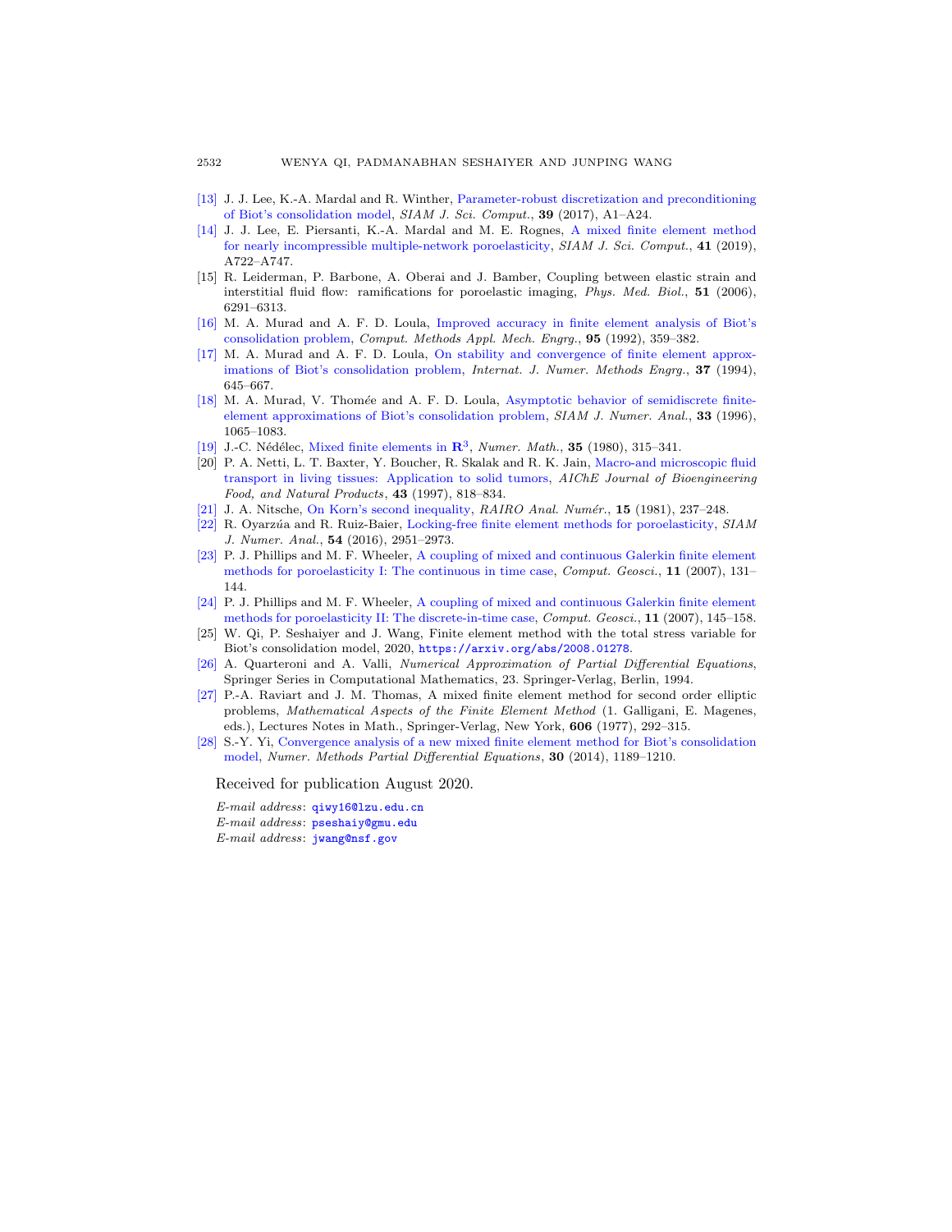[13] J. J. Lee, K.-A. Mardal and R. Winther, Parameter-robust discretization and preconditioning of Biot's consolidation model, *SIAM J. Sci. Comput.*, **39** (2017), A1–A24.

[14] J. J. Lee, E. Piersanti, K.-A. Mardal and M. E. Rognes, A mixed finite element method for nearly incompressible multiple-network poroelasticity, *SIAM J. Sci. Comput.*, **41** (2019), A722–A747.

[15] R. Leiderman, P. Barbone, A. Oberai and J. Bamber, Coupling between elastic strain and interstitial fluid flow: ramifications for poroelastic imaging, *Phys. Med. Biol.*, **51** (2006), 6291–6313.

[16] M. A. Murad and A. F. D. Loula, Improved accuracy in finite element analysis of Biot's consolidation problem, *Comput. Methods Appl. Mech. Engrg.*, **95** (1992), 359–382.

[17] M. A. Murad and A. F. D. Loula, On stability and convergence of finite element approximations of Biot's consolidation problem, *Internat. J. Numer. Methods Engrg.*, **37** (1994), 645–667.

[18] M. A. Murad, V. Thomée and A. F. D. Loula, Asymptotic behavior of semidiscrete finite-element approximations of Biot's consolidation problem, *SIAM J. Numer. Anal.*, **33** (1996), 1065–1083.

[19] J.-C. Nédélec, Mixed finite elements in $\mathbf{R}^3$, *Numer. Math.*, **35** (1980), 315–341.

[20] P. A. Netti, L. T. Baxter, Y. Boucher, R. Skalak and R. K. Jain, Macro-and microscopic fluid transport in living tissues: Application to solid tumors, *AIChE Journal of Bioengineering Food, and Natural Products*, **43** (1997), 818–834.

[21] J. A. Nitsche, On Korn's second inequality, *RAIRO Anal. Numér.*, **15** (1981), 237–248.

[22] R. Oyarzúa and R. Ruiz-Baier, Locking-free finite element methods for poroelasticity, *SIAM J. Numer. Anal.*, **54** (2016), 2951–2973.

[23] P. J. Phillips and M. F. Wheeler, A coupling of mixed and continuous Galerkin finite element methods for poroelasticity I: The continuous in time case, *Comput. Geosci.*, **11** (2007), 131–144.

[24] P. J. Phillips and M. F. Wheeler, A coupling of mixed and continuous Galerkin finite element methods for poroelasticity II: The discrete-in-time case, *Comput. Geosci.*, **11** (2007), 145–158.

[25] W. Qi, P. Seshaiyer and J. Wang, Finite element method with the total stress variable for Biot's consolidation model, 2020, `https://arxiv.org/abs/2008.01278`.

[26] A. Quarteroni and A. Valli, *Numerical Approximation of Partial Differential Equations*, Springer Series in Computational Mathematics, 23. Springer-Verlag, Berlin, 1994.

[27] P.-A. Raviart and J. M. Thomas, A mixed finite element method for second order elliptic problems, *Mathematical Aspects of the Finite Element Method* (1. Galligani, E. Magenes, eds.), Lectures Notes in Math., Springer-Verlag, New York, **606** (1977), 292–315.

[28] S.-Y. Yi, Convergence analysis of a new mixed finite element method for Biot's consolidation model, *Numer. Methods Partial Differential Equations*, **30** (2014), 1189–1210.

Received for publication August 2020.

*E-mail address*: `qiwy16@lzu.edu.cn`
*E-mail address*: `pseshaiy@gmu.edu`
*E-mail address*: `jwang@nsf.gov`